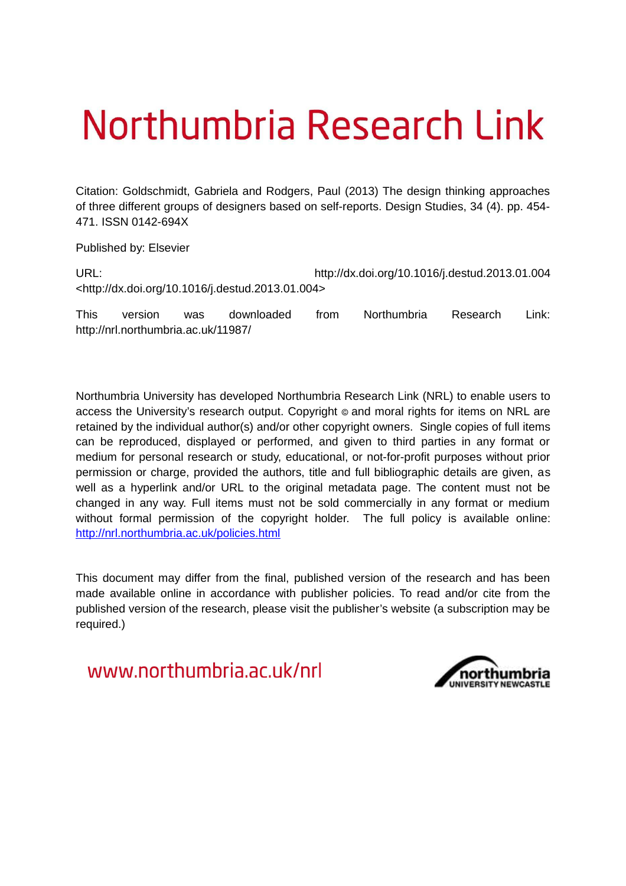# Northumbria Research Link

Citation: Goldschmidt, Gabriela and Rodgers, Paul (2013) The design thinking approaches of three different groups of designers based on self-reports. Design Studies, 34 (4). pp. 454-471. ISSN 0142-694X

Published by: Elsevier

URL: http://dx.doi.org/10.1016/j.destud.2013.01.004 <http://dx.doi.org/10.1016/j.destud.2013.01.004>

This version was downloaded from Northumbria Research Link: http://nrl.northumbria.ac.uk/11987/

Northumbria University has developed Northumbria Research Link (NRL) to enable users to access the University's research output. Copyright © and moral rights for items on NRL are retained by the individual author(s) and/or other copyright owners. Single copies of full items can be reproduced, displayed or performed, and given to third parties in any format or medium for personal research or study, educational, or not-for-profit purposes without prior permission or charge, provided the authors, title and full bibliographic details are given, as well as a hyperlink and/or URL to the original metadata page. The content must not be changed in any way. Full items must not be sold commercially in any format or medium without formal permission of the copyright holder. The full policy is available online: http://nrl.northumbria.ac.uk/policies.html

This document may differ from the final, published version of the research and has been made available online in accordance with publisher policies. To read and/or cite from the published version of the research, please visit the publisher's website (a subscription may be required.)

www.northumbria.ac.uk/nrl

northumbria UNIVERSITY NEWCASTLE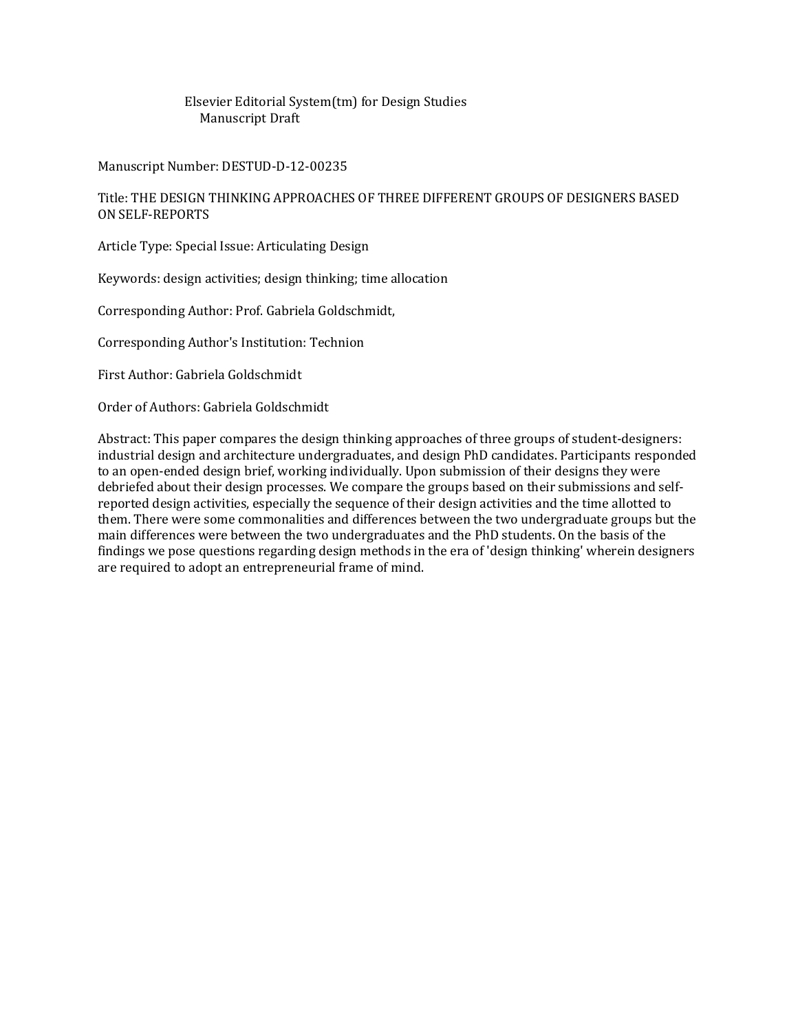Elsevier Editorial System(tm) for Design Studies
Manuscript Draft

Manuscript Number: DESTUD-D-12-00235

Title: THE DESIGN THINKING APPROACHES OF THREE DIFFERENT GROUPS OF DESIGNERS BASED ON SELF-REPORTS

Article Type: Special Issue: Articulating Design

Keywords: design activities; design thinking; time allocation

Corresponding Author: Prof. Gabriela Goldschmidt,

Corresponding Author's Institution: Technion

First Author: Gabriela Goldschmidt

Order of Authors: Gabriela Goldschmidt

Abstract: This paper compares the design thinking approaches of three groups of student-designers: industrial design and architecture undergraduates, and design PhD candidates. Participants responded to an open-ended design brief, working individually. Upon submission of their designs they were debriefed about their design processes. We compare the groups based on their submissions and self-reported design activities, especially the sequence of their design activities and the time allotted to them. There were some commonalities and differences between the two undergraduate groups but the main differences were between the two undergraduates and the PhD students. On the basis of the findings we pose questions regarding design methods in the era of 'design thinking' wherein designers are required to adopt an entrepreneurial frame of mind.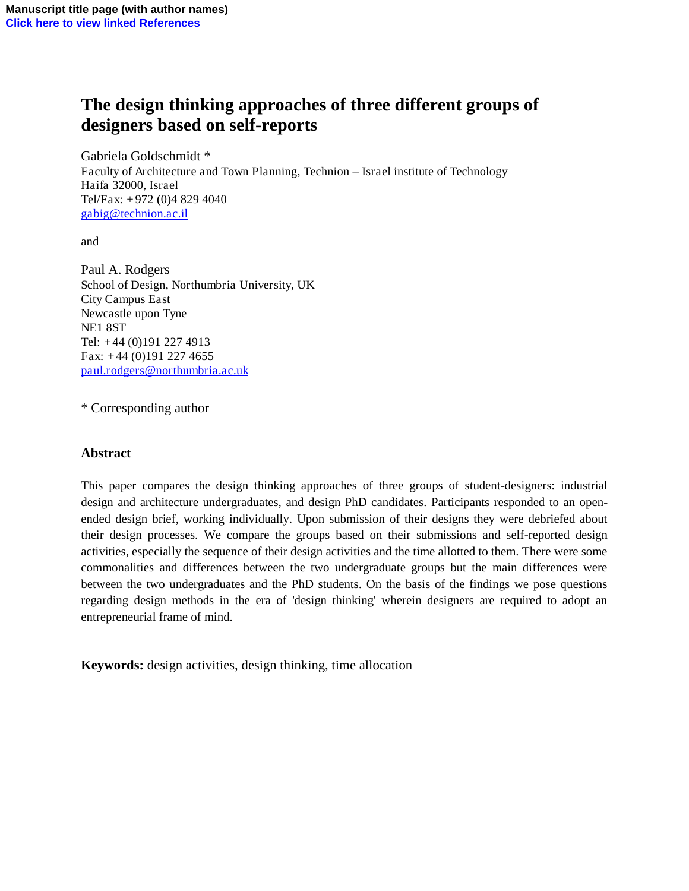# The design thinking approaches of three different groups of designers based on self-reports

Gabriela Goldschmidt *
Faculty of Architecture and Town Planning, Technion – Israel institute of Technology
Haifa 32000, Israel
Tel/Fax: +972 (0)4 829 4040
gabig@technion.ac.il

and

Paul A. Rodgers
School of Design, Northumbria University, UK
City Campus East
Newcastle upon Tyne
NE1 8ST
Tel: +44 (0)191 227 4913
Fax: +44 (0)191 227 4655
paul.rodgers@northumbria.ac.uk

* Corresponding author

## Abstract

This paper compares the design thinking approaches of three groups of student-designers: industrial design and architecture undergraduates, and design PhD candidates. Participants responded to an open-ended design brief, working individually. Upon submission of their designs they were debriefed about their design processes. We compare the groups based on their submissions and self-reported design activities, especially the sequence of their design activities and the time allotted to them. There were some commonalities and differences between the two undergraduate groups but the main differences were between the two undergraduates and the PhD students. On the basis of the findings we pose questions regarding design methods in the era of 'design thinking' wherein designers are required to adopt an entrepreneurial frame of mind.

**Keywords:** design activities, design thinking, time allocation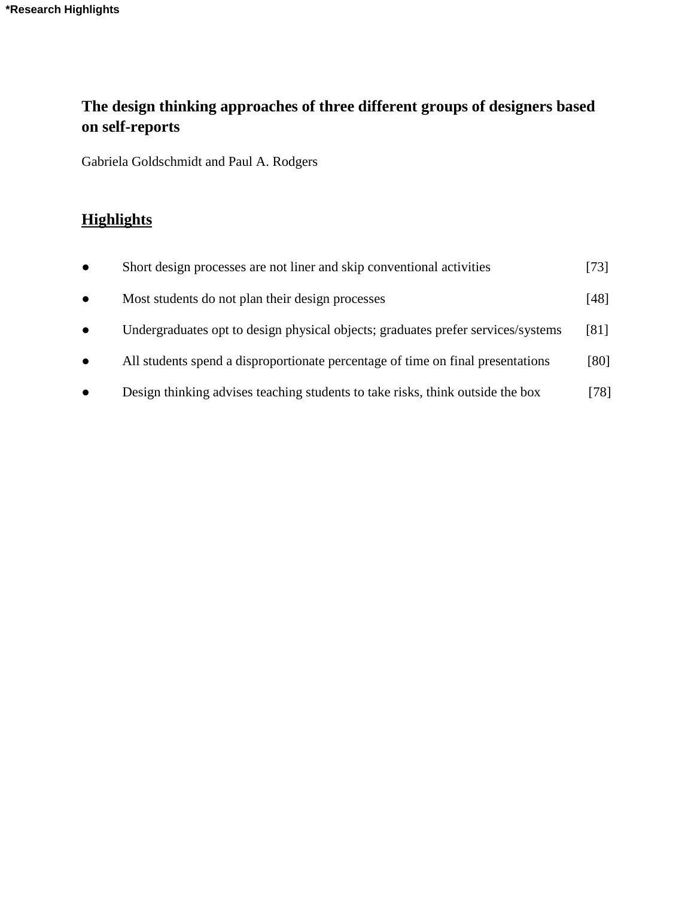*Research Highlights

# The design thinking approaches of three different groups of designers based on self-reports

Gabriela Goldschmidt and Paul A. Rodgers

## Highlights

- Short design processes are not liner and skip conventional activities [73]
- Most students do not plan their design processes [48]
- Undergraduates opt to design physical objects; graduates prefer services/systems [81]
- All students spend a disproportionate percentage of time on final presentations [80]
- Design thinking advises teaching students to take risks, think outside the box [78]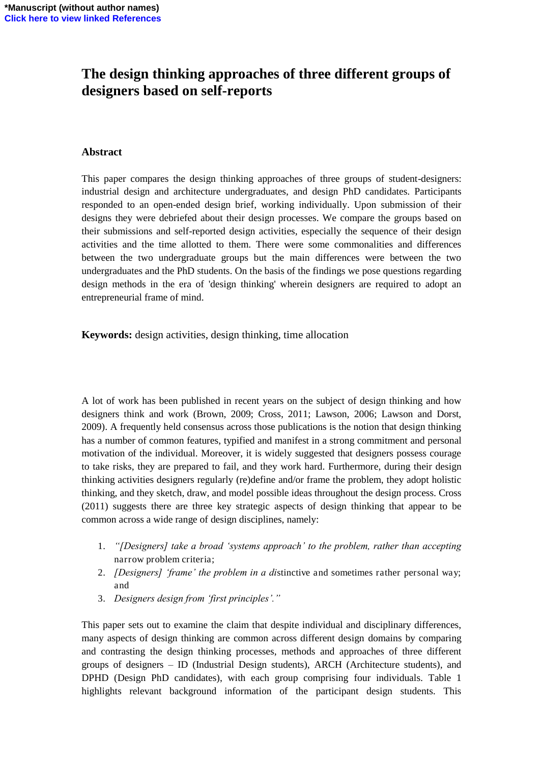# The design thinking approaches of three different groups of designers based on self-reports

## Abstract

This paper compares the design thinking approaches of three groups of student-designers: industrial design and architecture undergraduates, and design PhD candidates. Participants responded to an open-ended design brief, working individually. Upon submission of their designs they were debriefed about their design processes. We compare the groups based on their submissions and self-reported design activities, especially the sequence of their design activities and the time allotted to them. There were some commonalities and differences between the two undergraduate groups but the main differences were between the two undergraduates and the PhD students. On the basis of the findings we pose questions regarding design methods in the era of 'design thinking' wherein designers are required to adopt an entrepreneurial frame of mind.

**Keywords:** design activities, design thinking, time allocation

A lot of work has been published in recent years on the subject of design thinking and how designers think and work (Brown, 2009; Cross, 2011; Lawson, 2006; Lawson and Dorst, 2009). A frequently held consensus across those publications is the notion that design thinking has a number of common features, typified and manifest in a strong commitment and personal motivation of the individual. Moreover, it is widely suggested that designers possess courage to take risks, they are prepared to fail, and they work hard. Furthermore, during their design thinking activities designers regularly (re)define and/or frame the problem, they adopt holistic thinking, and they sketch, draw, and model possible ideas throughout the design process. Cross (2011) suggests there are three key strategic aspects of design thinking that appear to be common across a wide range of design disciplines, namely:

1. *"[Designers] take a broad 'systems approach' to the problem, rather than accepting* narrow problem criteria;
2. *[Designers] 'frame' the problem in a di*stinctive and sometimes rather personal way; and
3. *Designers design from 'first principles'."*

This paper sets out to examine the claim that despite individual and disciplinary differences, many aspects of design thinking are common across different design domains by comparing and contrasting the design thinking processes, methods and approaches of three different groups of designers – ID (Industrial Design students), ARCH (Architecture students), and DPHD (Design PhD candidates), with each group comprising four individuals. Table 1 highlights relevant background information of the participant design students. This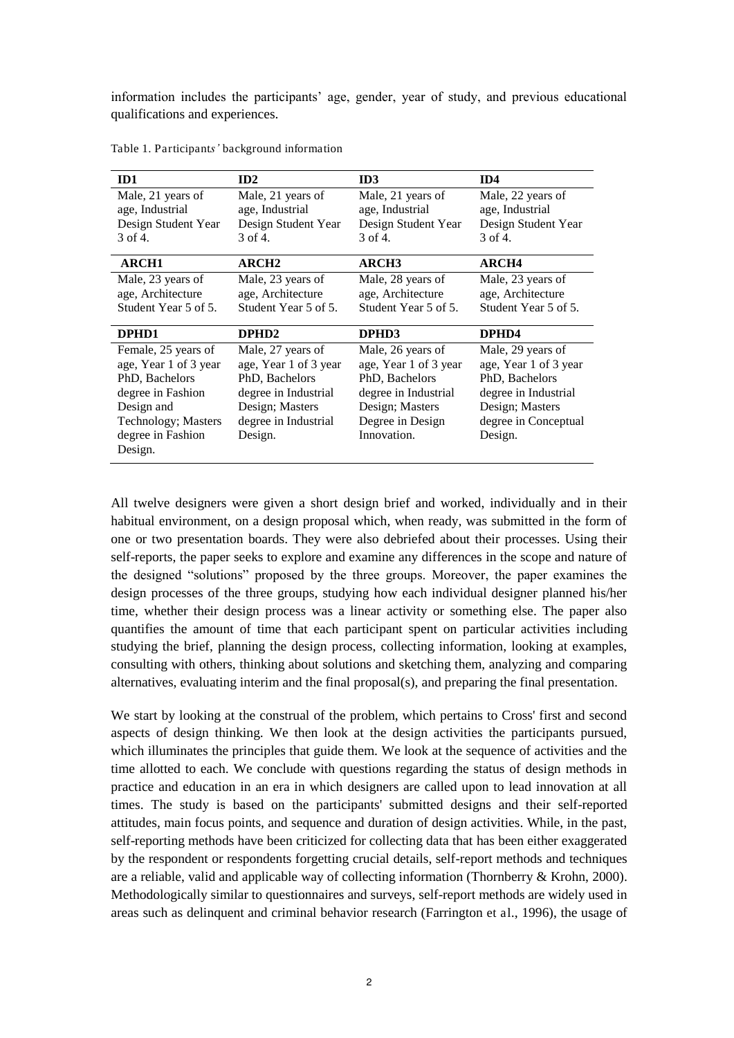information includes the participants' age, gender, year of study, and previous educational qualifications and experiences.

Table 1. Participants' background information

| ID1 | ID2 | ID3 | ID4 |
|---|---|---|---|
| Male, 21 years of age, Industrial Design Student Year 3 of 4. | Male, 21 years of age, Industrial Design Student Year 3 of 4. | Male, 21 years of age, Industrial Design Student Year 3 of 4. | Male, 22 years of age, Industrial Design Student Year 3 of 4. |
| **ARCH1** | **ARCH2** | **ARCH3** | **ARCH4** |
| Male, 23 years of age, Architecture Student Year 5 of 5. | Male, 23 years of age, Architecture Student Year 5 of 5. | Male, 28 years of age, Architecture Student Year 5 of 5. | Male, 23 years of age, Architecture Student Year 5 of 5. |
| **DPHD1** | **DPHD2** | **DPHD3** | **DPHD4** |
| Female, 25 years of age, Year 1 of 3 year PhD, Bachelors degree in Fashion Design and Technology; Masters degree in Fashion Design. | Male, 27 years of age, Year 1 of 3 year PhD, Bachelors degree in Industrial Design; Masters degree in Industrial Design. | Male, 26 years of age, Year 1 of 3 year PhD, Bachelors degree in Industrial Design; Masters Degree in Design Innovation. | Male, 29 years of age, Year 1 of 3 year PhD, Bachelors degree in Industrial Design; Masters degree in Conceptual Design. |

All twelve designers were given a short design brief and worked, individually and in their habitual environment, on a design proposal which, when ready, was submitted in the form of one or two presentation boards. They were also debriefed about their processes. Using their self-reports, the paper seeks to explore and examine any differences in the scope and nature of the designed "solutions" proposed by the three groups. Moreover, the paper examines the design processes of the three groups, studying how each individual designer planned his/her time, whether their design process was a linear activity or something else. The paper also quantifies the amount of time that each participant spent on particular activities including studying the brief, planning the design process, collecting information, looking at examples, consulting with others, thinking about solutions and sketching them, analyzing and comparing alternatives, evaluating interim and the final proposal(s), and preparing the final presentation.

We start by looking at the construal of the problem, which pertains to Cross' first and second aspects of design thinking. We then look at the design activities the participants pursued, which illuminates the principles that guide them. We look at the sequence of activities and the time allotted to each. We conclude with questions regarding the status of design methods in practice and education in an era in which designers are called upon to lead innovation at all times. The study is based on the participants' submitted designs and their self-reported attitudes, main focus points, and sequence and duration of design activities. While, in the past, self-reporting methods have been criticized for collecting data that has been either exaggerated by the respondent or respondents forgetting crucial details, self-report methods and techniques are a reliable, valid and applicable way of collecting information (Thornberry & Krohn, 2000). Methodologically similar to questionnaires and surveys, self-report methods are widely used in areas such as delinquent and criminal behavior research (Farrington et al., 1996), the usage of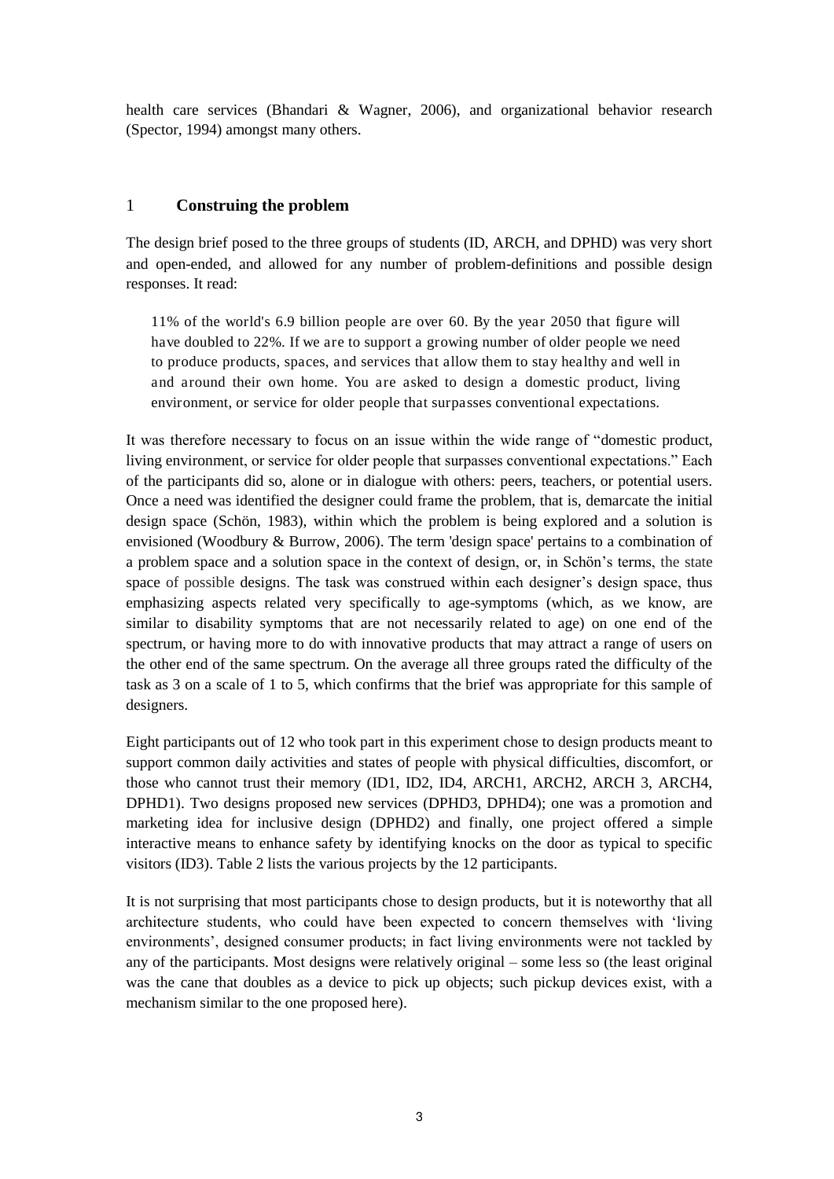health care services (Bhandari & Wagner, 2006), and organizational behavior research (Spector, 1994) amongst many others.

## 1 Construing the problem

The design brief posed to the three groups of students (ID, ARCH, and DPHD) was very short and open-ended, and allowed for any number of problem-definitions and possible design responses. It read:

> 11% of the world's 6.9 billion people are over 60. By the year 2050 that figure will have doubled to 22%. If we are to support a growing number of older people we need to produce products, spaces, and services that allow them to stay healthy and well in and around their own home. You are asked to design a domestic product, living environment, or service for older people that surpasses conventional expectations.

It was therefore necessary to focus on an issue within the wide range of "domestic product, living environment, or service for older people that surpasses conventional expectations." Each of the participants did so, alone or in dialogue with others: peers, teachers, or potential users. Once a need was identified the designer could frame the problem, that is, demarcate the initial design space (Schön, 1983), within which the problem is being explored and a solution is envisioned (Woodbury & Burrow, 2006). The term 'design space' pertains to a combination of a problem space and a solution space in the context of design, or, in Schön's terms, the state space of possible designs. The task was construed within each designer's design space, thus emphasizing aspects related very specifically to age-symptoms (which, as we know, are similar to disability symptoms that are not necessarily related to age) on one end of the spectrum, or having more to do with innovative products that may attract a range of users on the other end of the same spectrum. On the average all three groups rated the difficulty of the task as 3 on a scale of 1 to 5, which confirms that the brief was appropriate for this sample of designers.

Eight participants out of 12 who took part in this experiment chose to design products meant to support common daily activities and states of people with physical difficulties, discomfort, or those who cannot trust their memory (ID1, ID2, ID4, ARCH1, ARCH2, ARCH 3, ARCH4, DPHD1). Two designs proposed new services (DPHD3, DPHD4); one was a promotion and marketing idea for inclusive design (DPHD2) and finally, one project offered a simple interactive means to enhance safety by identifying knocks on the door as typical to specific visitors (ID3). Table 2 lists the various projects by the 12 participants.

It is not surprising that most participants chose to design products, but it is noteworthy that all architecture students, who could have been expected to concern themselves with 'living environments', designed consumer products; in fact living environments were not tackled by any of the participants. Most designs were relatively original – some less so (the least original was the cane that doubles as a device to pick up objects; such pickup devices exist, with a mechanism similar to the one proposed here).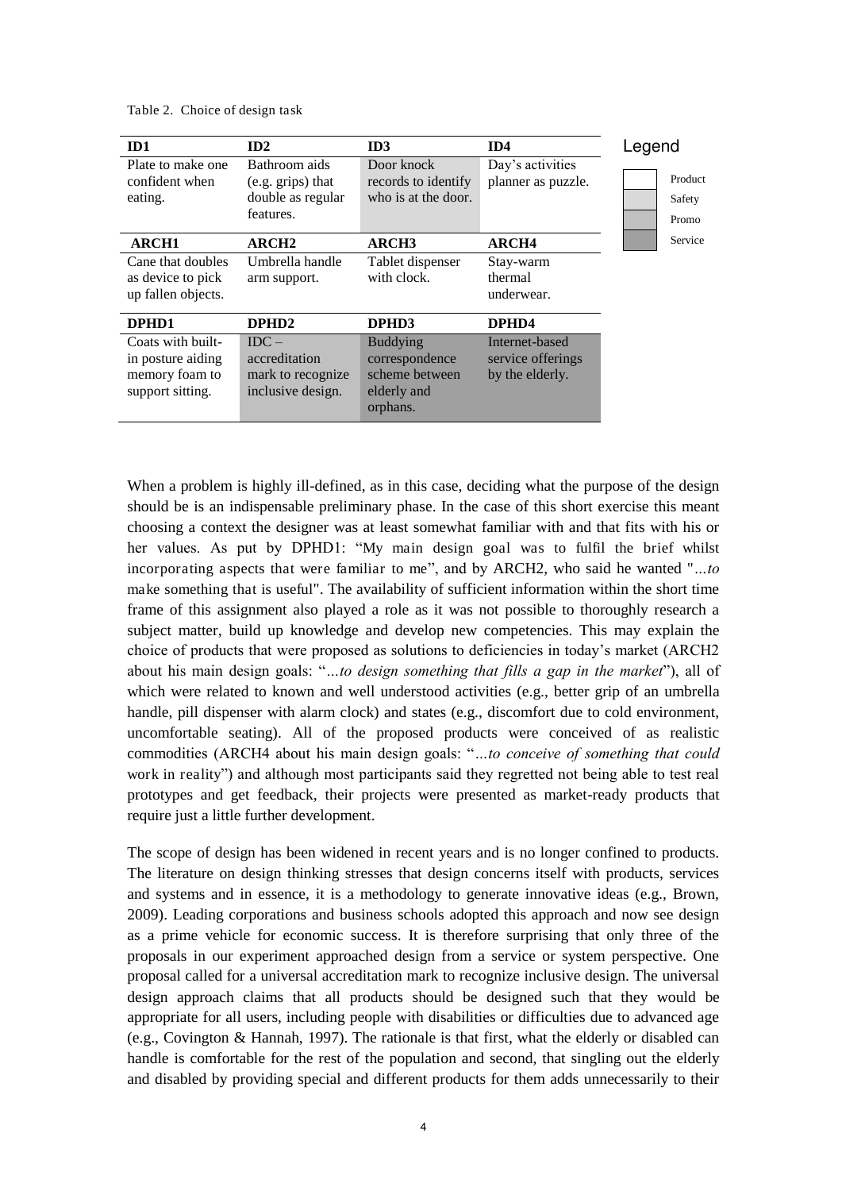Table 2. Choice of design task

| ID1 | ID2 | ID3 | ID4 |
|---|---|---|---|
| Plate to make one confident when eating. | Bathroom aids (e.g. grips) that double as regular features. | Door knock records to identify who is at the door. | Day's activities planner as puzzle. |
| **ARCH1** | **ARCH2** | **ARCH3** | **ARCH4** |
| Cane that doubles as device to pick up fallen objects. | Umbrella handle arm support. | Tablet dispenser with clock. | Stay-warm thermal underwear. |
| **DPHD1** | **DPHD2** | **DPHD3** | **DPHD4** |
| Coats with built-in posture aiding memory foam to support sitting. | IDC – accreditation mark to recognize inclusive design. | Buddying correspondence scheme between elderly and orphans. | Internet-based service offerings by the elderly. |

Legend
Product
Safety
Promo
Service

When a problem is highly ill-defined, as in this case, deciding what the purpose of the design should be is an indispensable preliminary phase. In the case of this short exercise this meant choosing a context the designer was at least somewhat familiar with and that fits with his or her values. As put by DPHD1: "My main design goal was to fulfil the brief whilst incorporating aspects that were familiar to me", and by ARCH2, who said he wanted "*...to* make something that is useful". The availability of sufficient information within the short time frame of this assignment also played a role as it was not possible to thoroughly research a subject matter, build up knowledge and develop new competencies. This may explain the choice of products that were proposed as solutions to deficiencies in today's market (ARCH2 about his main design goals: "*...to design something that fills a gap in the market*"), all of which were related to known and well understood activities (e.g., better grip of an umbrella handle, pill dispenser with alarm clock) and states (e.g., discomfort due to cold environment, uncomfortable seating). All of the proposed products were conceived of as realistic commodities (ARCH4 about his main design goals: "*...to conceive of something that could* work in reality") and although most participants said they regretted not being able to test real prototypes and get feedback, their projects were presented as market-ready products that require just a little further development.

The scope of design has been widened in recent years and is no longer confined to products. The literature on design thinking stresses that design concerns itself with products, services and systems and in essence, it is a methodology to generate innovative ideas (e.g., Brown, 2009). Leading corporations and business schools adopted this approach and now see design as a prime vehicle for economic success. It is therefore surprising that only three of the proposals in our experiment approached design from a service or system perspective. One proposal called for a universal accreditation mark to recognize inclusive design. The universal design approach claims that all products should be designed such that they would be appropriate for all users, including people with disabilities or difficulties due to advanced age (e.g., Covington & Hannah, 1997). The rationale is that first, what the elderly or disabled can handle is comfortable for the rest of the population and second, that singling out the elderly and disabled by providing special and different products for them adds unnecessarily to their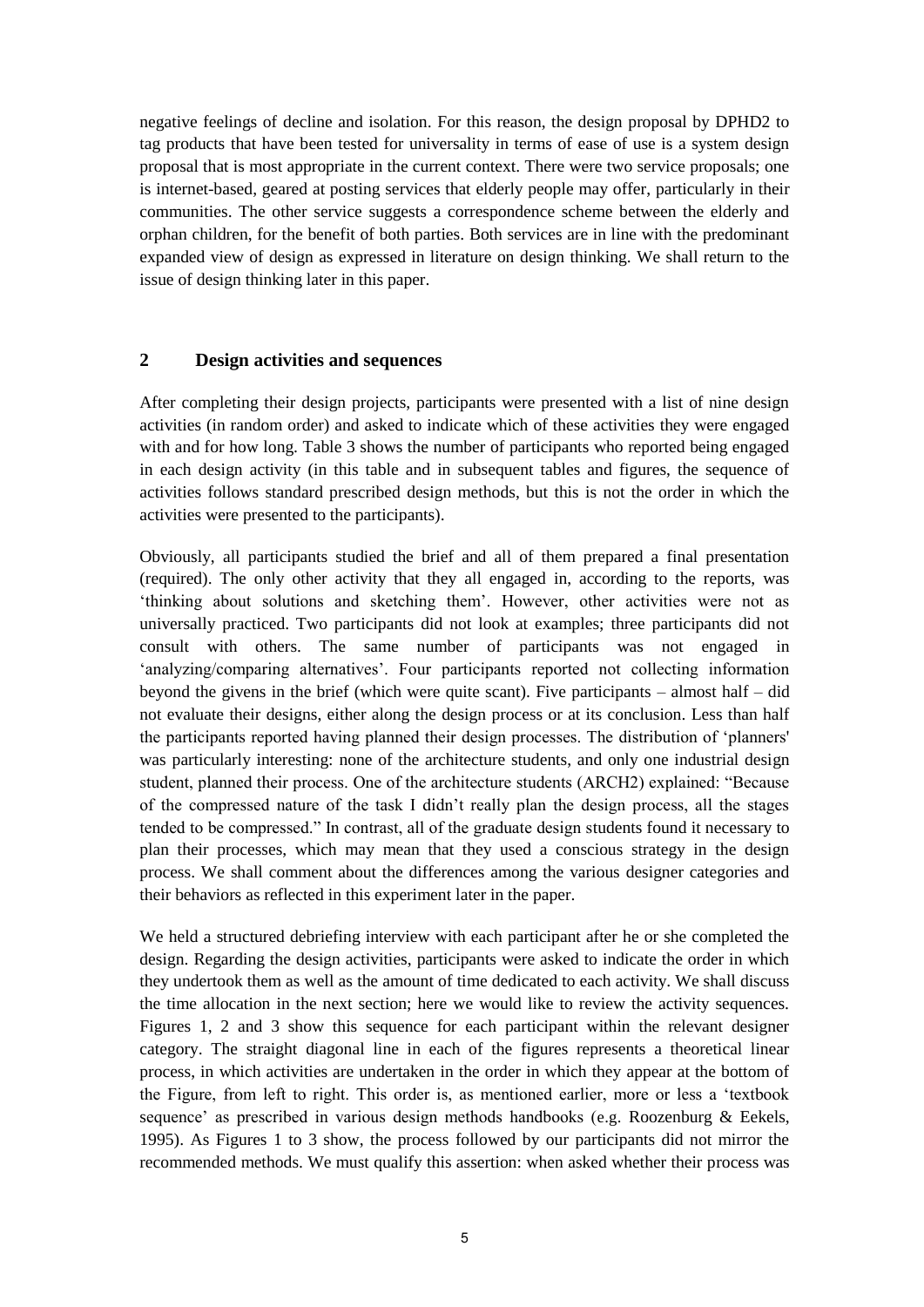negative feelings of decline and isolation. For this reason, the design proposal by DPHD2 to tag products that have been tested for universality in terms of ease of use is a system design proposal that is most appropriate in the current context. There were two service proposals; one is internet-based, geared at posting services that elderly people may offer, particularly in their communities. The other service suggests a correspondence scheme between the elderly and orphan children, for the benefit of both parties. Both services are in line with the predominant expanded view of design as expressed in literature on design thinking. We shall return to the issue of design thinking later in this paper.

## 2 Design activities and sequences

After completing their design projects, participants were presented with a list of nine design activities (in random order) and asked to indicate which of these activities they were engaged with and for how long. Table 3 shows the number of participants who reported being engaged in each design activity (in this table and in subsequent tables and figures, the sequence of activities follows standard prescribed design methods, but this is not the order in which the activities were presented to the participants).

Obviously, all participants studied the brief and all of them prepared a final presentation (required). The only other activity that they all engaged in, according to the reports, was 'thinking about solutions and sketching them'. However, other activities were not as universally practiced. Two participants did not look at examples; three participants did not consult with others. The same number of participants was not engaged in 'analyzing/comparing alternatives'. Four participants reported not collecting information beyond the givens in the brief (which were quite scant). Five participants – almost half – did not evaluate their designs, either along the design process or at its conclusion. Less than half the participants reported having planned their design processes. The distribution of 'planners' was particularly interesting: none of the architecture students, and only one industrial design student, planned their process. One of the architecture students (ARCH2) explained: "Because of the compressed nature of the task I didn't really plan the design process, all the stages tended to be compressed." In contrast, all of the graduate design students found it necessary to plan their processes, which may mean that they used a conscious strategy in the design process. We shall comment about the differences among the various designer categories and their behaviors as reflected in this experiment later in the paper.

We held a structured debriefing interview with each participant after he or she completed the design. Regarding the design activities, participants were asked to indicate the order in which they undertook them as well as the amount of time dedicated to each activity. We shall discuss the time allocation in the next section; here we would like to review the activity sequences. Figures 1, 2 and 3 show this sequence for each participant within the relevant designer category. The straight diagonal line in each of the figures represents a theoretical linear process, in which activities are undertaken in the order in which they appear at the bottom of the Figure, from left to right. This order is, as mentioned earlier, more or less a 'textbook sequence' as prescribed in various design methods handbooks (e.g. Roozenburg & Eekels, 1995). As Figures 1 to 3 show, the process followed by our participants did not mirror the recommended methods. We must qualify this assertion: when asked whether their process was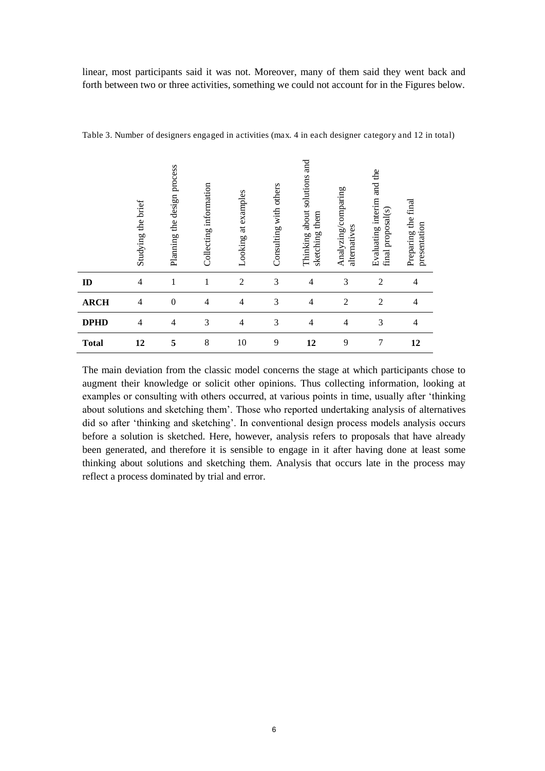linear, most participants said it was not. Moreover, many of them said they went back and forth between two or three activities, something we could not account for in the Figures below.

Table 3. Number of designers engaged in activities (max. 4 in each designer category and 12 in total)

| | Studying the brief | Planning the design process | Collecting information | Looking at examples | Consulting with others | Thinking about solutions and sketching them | Analyzing/comparing alternatives | Evaluating interim and the final proposal(s) | Preparing the final presentation |
|---|---|---|---|---|---|---|---|---|---|
| **ID** | 4 | 1 | 1 | 2 | 3 | 4 | 3 | 2 | 4 |
| **ARCH** | 4 | 0 | 4 | 4 | 3 | 4 | 2 | 2 | 4 |
| **DPHD** | 4 | 4 | 3 | 4 | 3 | 4 | 4 | 3 | 4 |
| **Total** | **12** | **5** | 8 | 10 | 9 | **12** | 9 | 7 | **12** |

The main deviation from the classic model concerns the stage at which participants chose to augment their knowledge or solicit other opinions. Thus collecting information, looking at examples or consulting with others occurred, at various points in time, usually after 'thinking about solutions and sketching them'. Those who reported undertaking analysis of alternatives did so after 'thinking and sketching'. In conventional design process models analysis occurs before a solution is sketched. Here, however, analysis refers to proposals that have already been generated, and therefore it is sensible to engage in it after having done at least some thinking about solutions and sketching them. Analysis that occurs late in the process may reflect a process dominated by trial and error.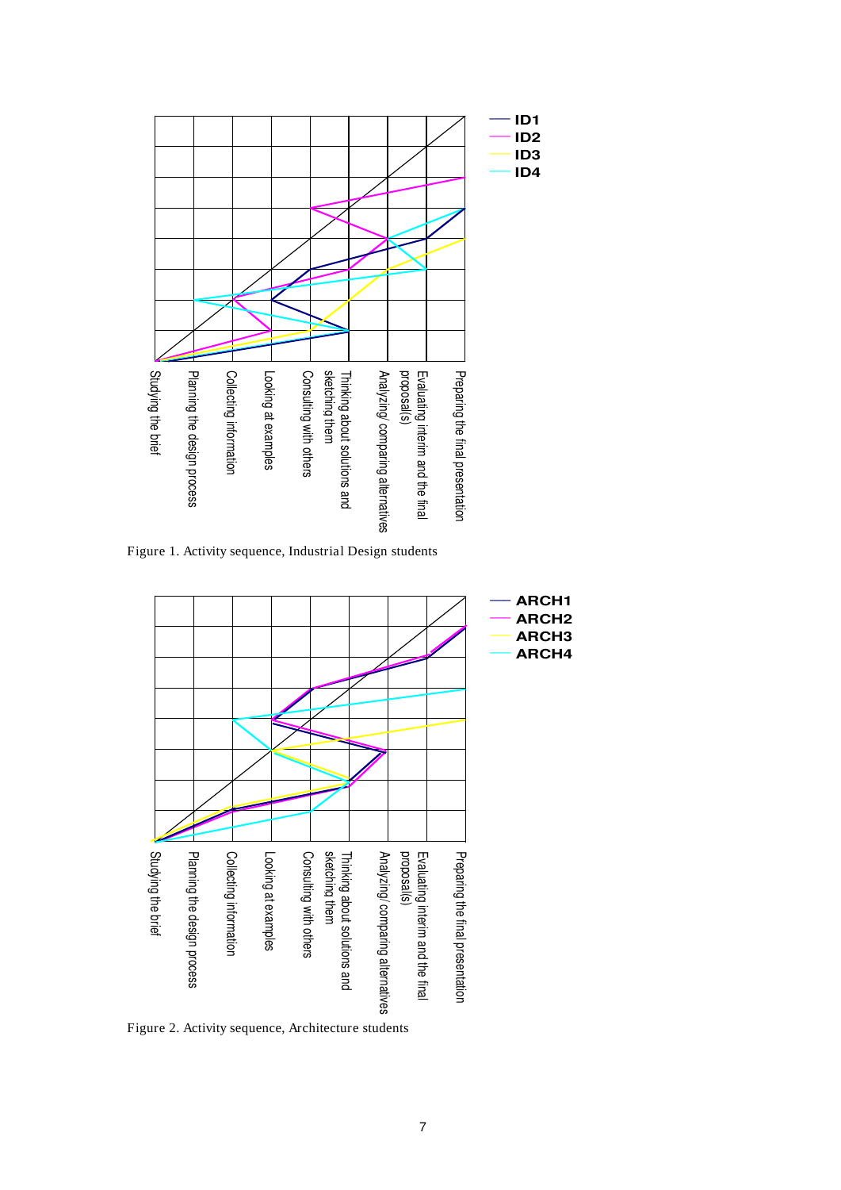Figure 1. Activity sequence, Industrial Design students

Figure 2. Activity sequence, Architecture students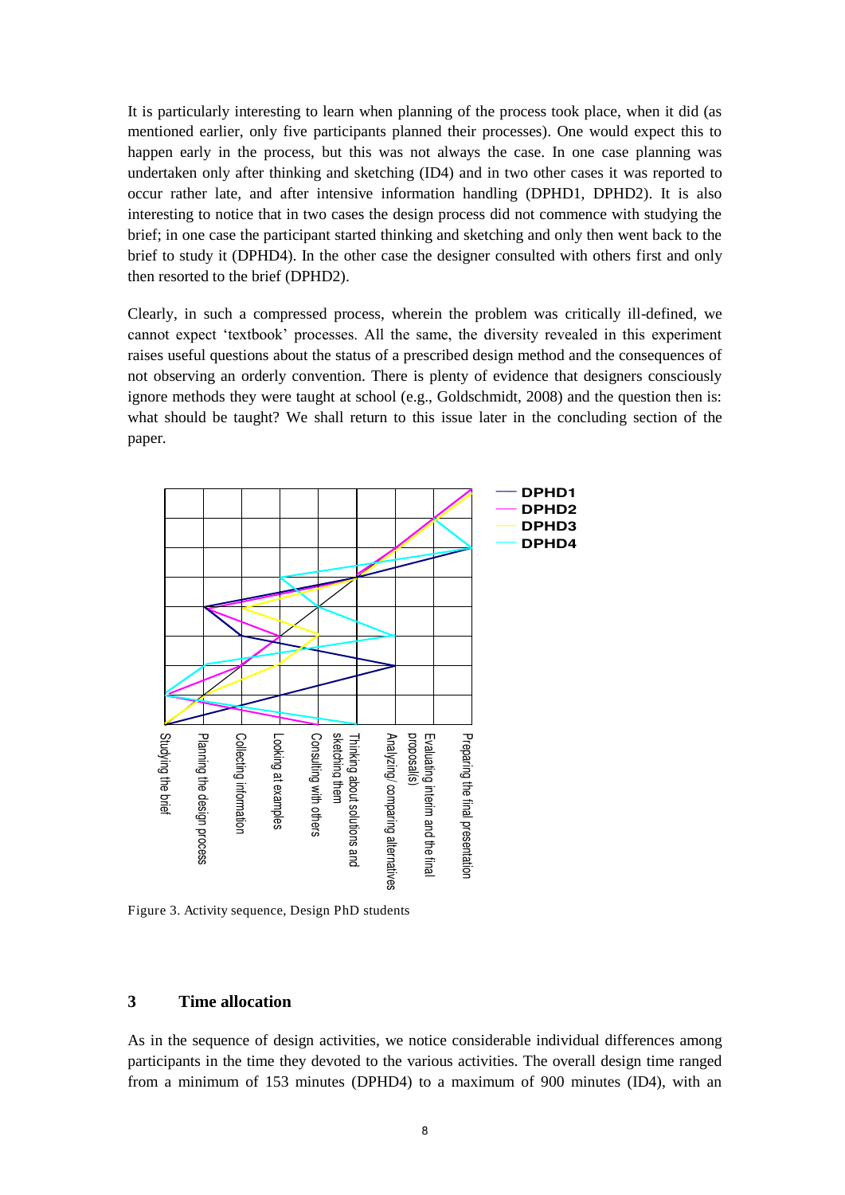It is particularly interesting to learn when planning of the process took place, when it did (as mentioned earlier, only five participants planned their processes). One would expect this to happen early in the process, but this was not always the case. In one case planning was undertaken only after thinking and sketching (ID4) and in two other cases it was reported to occur rather late, and after intensive information handling (DPHD1, DPHD2). It is also interesting to notice that in two cases the design process did not commence with studying the brief; in one case the participant started thinking and sketching and only then went back to the brief to study it (DPHD4). In the other case the designer consulted with others first and only then resorted to the brief (DPHD2).

Clearly, in such a compressed process, wherein the problem was critically ill-defined, we cannot expect 'textbook' processes. All the same, the diversity revealed in this experiment raises useful questions about the status of a prescribed design method and the consequences of not observing an orderly convention. There is plenty of evidence that designers consciously ignore methods they were taught at school (e.g., Goldschmidt, 2008) and the question then is: what should be taught? We shall return to this issue later in the concluding section of the paper.

Figure 3. Activity sequence, Design PhD students

## 3 Time allocation

As in the sequence of design activities, we notice considerable individual differences among participants in the time they devoted to the various activities. The overall design time ranged from a minimum of 153 minutes (DPHD4) to a maximum of 900 minutes (ID4), with an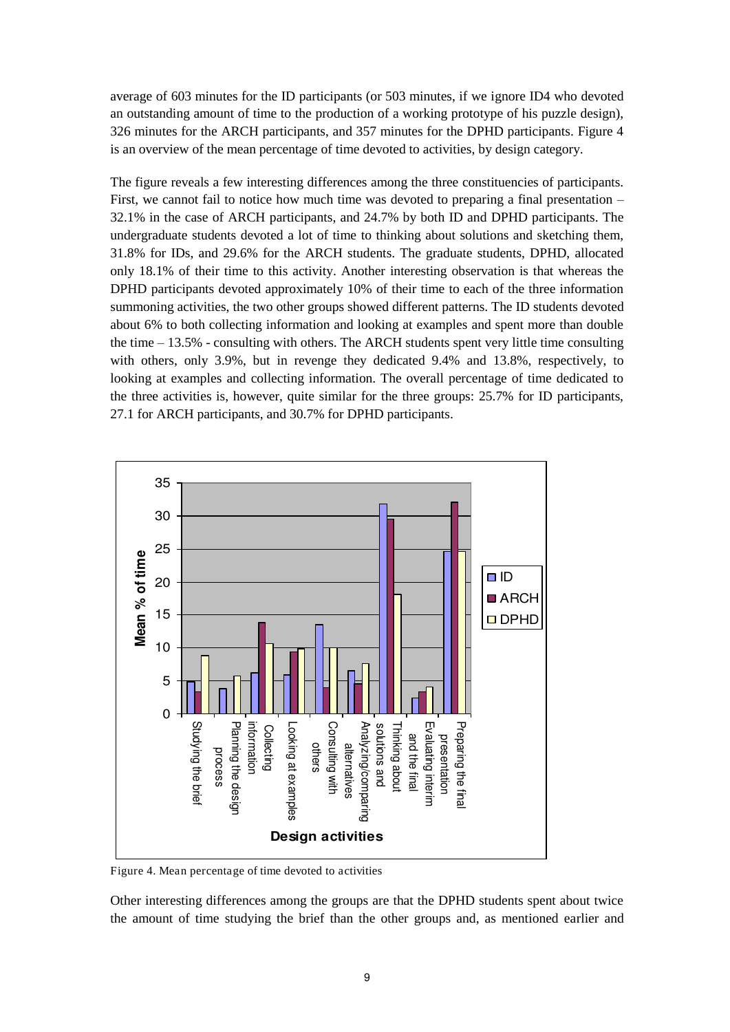average of 603 minutes for the ID participants (or 503 minutes, if we ignore ID4 who devoted an outstanding amount of time to the production of a working prototype of his puzzle design), 326 minutes for the ARCH participants, and 357 minutes for the DPHD participants. Figure 4 is an overview of the mean percentage of time devoted to activities, by design category.

The figure reveals a few interesting differences among the three constituencies of participants. First, we cannot fail to notice how much time was devoted to preparing a final presentation – 32.1% in the case of ARCH participants, and 24.7% by both ID and DPHD participants. The undergraduate students devoted a lot of time to thinking about solutions and sketching them, 31.8% for IDs, and 29.6% for the ARCH students. The graduate students, DPHD, allocated only 18.1% of their time to this activity. Another interesting observation is that whereas the DPHD participants devoted approximately 10% of their time to each of the three information summoning activities, the two other groups showed different patterns. The ID students devoted about 6% to both collecting information and looking at examples and spent more than double the time – 13.5% - consulting with others. The ARCH students spent very little time consulting with others, only 3.9%, but in revenge they dedicated 9.4% and 13.8%, respectively, to looking at examples and collecting information. The overall percentage of time dedicated to the three activities is, however, quite similar for the three groups: 25.7% for ID participants, 27.1 for ARCH participants, and 30.7% for DPHD participants.

Figure 4. Mean percentage of time devoted to activities

Other interesting differences among the groups are that the DPHD students spent about twice the amount of time studying the brief than the other groups and, as mentioned earlier and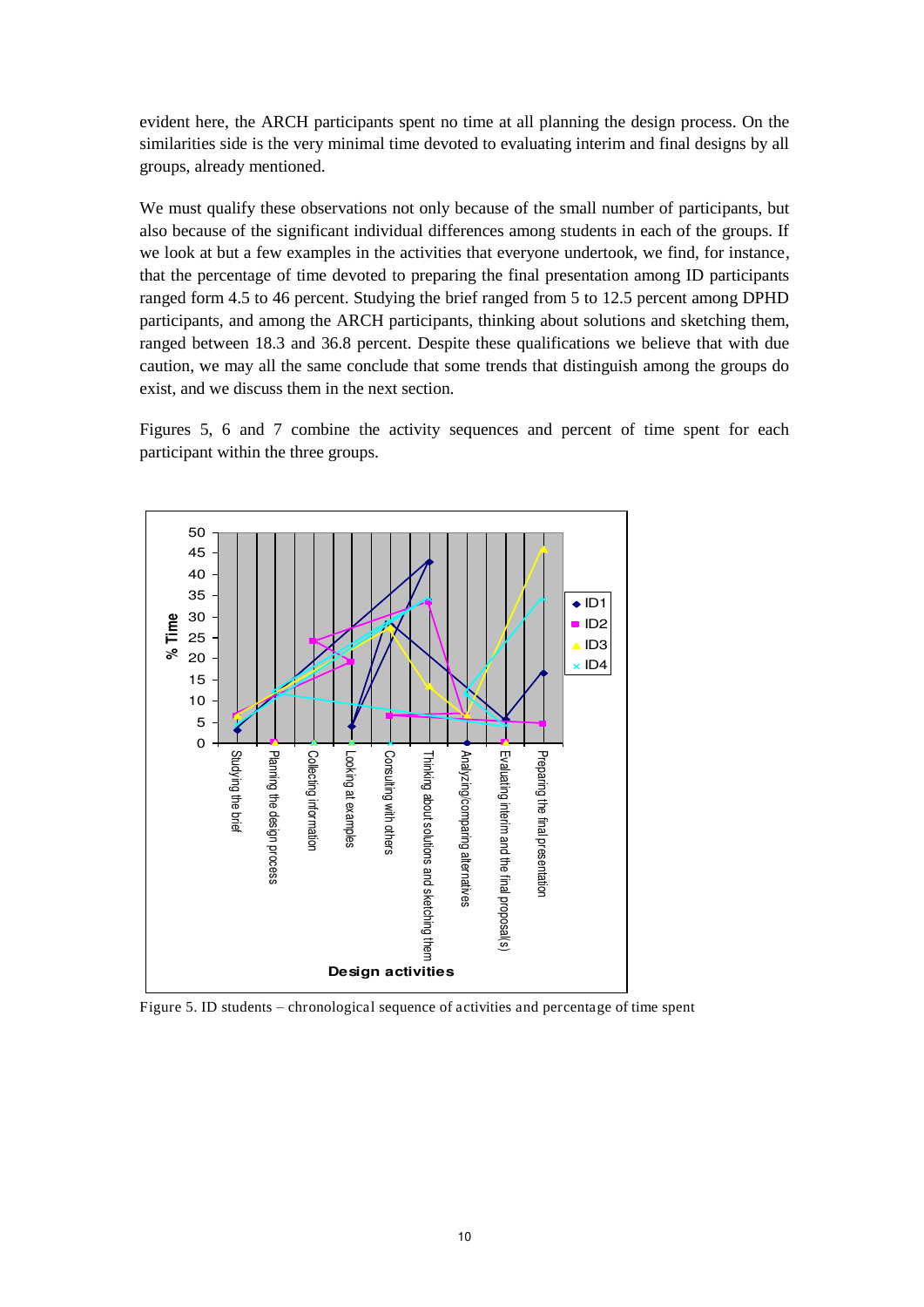evident here, the ARCH participants spent no time at all planning the design process. On the similarities side is the very minimal time devoted to evaluating interim and final designs by all groups, already mentioned.

We must qualify these observations not only because of the small number of participants, but also because of the significant individual differences among students in each of the groups. If we look at but a few examples in the activities that everyone undertook, we find, for instance, that the percentage of time devoted to preparing the final presentation among ID participants ranged form 4.5 to 46 percent. Studying the brief ranged from 5 to 12.5 percent among DPHD participants, and among the ARCH participants, thinking about solutions and sketching them, ranged between 18.3 and 36.8 percent. Despite these qualifications we believe that with due caution, we may all the same conclude that some trends that distinguish among the groups do exist, and we discuss them in the next section.

Figures 5, 6 and 7 combine the activity sequences and percent of time spent for each participant within the three groups.

Figure 5. ID students – chronological sequence of activities and percentage of time spent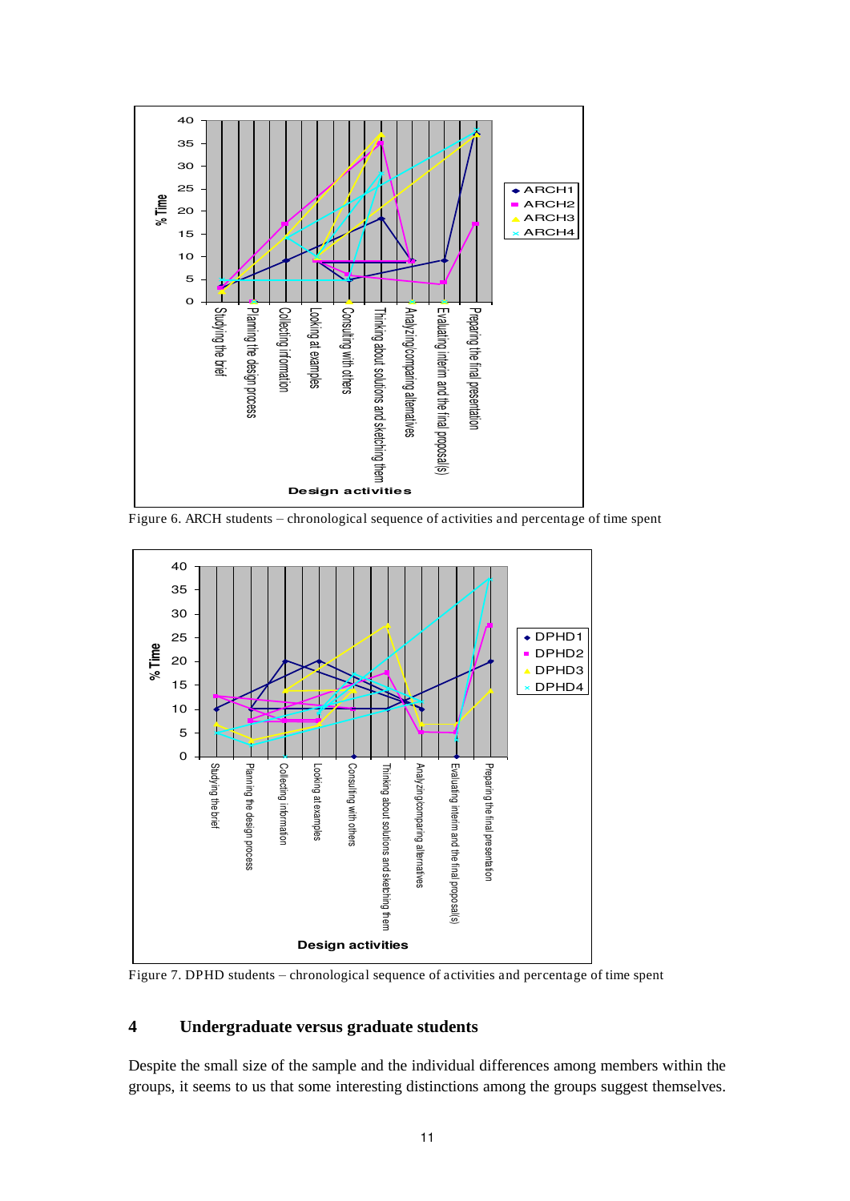Figure 6. ARCH students – chronological sequence of activities and percentage of time spent

Figure 7. DPHD students – chronological sequence of activities and percentage of time spent

## 4 Undergraduate versus graduate students

Despite the small size of the sample and the individual differences among members within the groups, it seems to us that some interesting distinctions among the groups suggest themselves.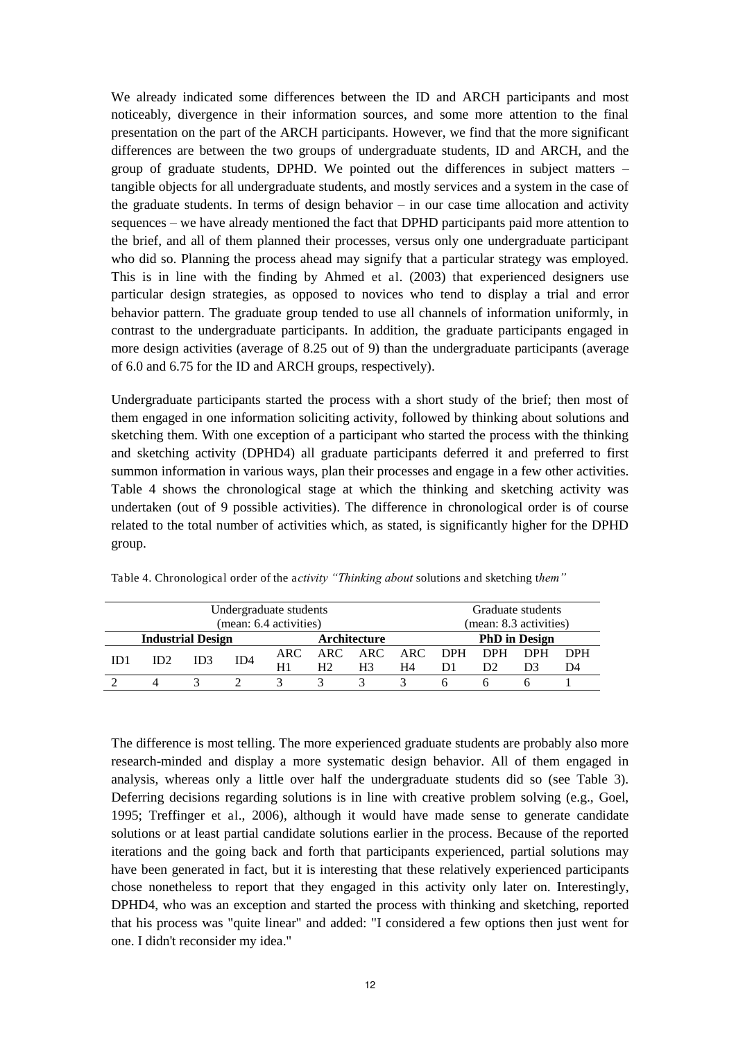We already indicated some differences between the ID and ARCH participants and most noticeably, divergence in their information sources, and some more attention to the final presentation on the part of the ARCH participants. However, we find that the more significant differences are between the two groups of undergraduate students, ID and ARCH, and the group of graduate students, DPHD. We pointed out the differences in subject matters – tangible objects for all undergraduate students, and mostly services and a system in the case of the graduate students. In terms of design behavior – in our case time allocation and activity sequences – we have already mentioned the fact that DPHD participants paid more attention to the brief, and all of them planned their processes, versus only one undergraduate participant who did so. Planning the process ahead may signify that a particular strategy was employed. This is in line with the finding by Ahmed et al. (2003) that experienced designers use particular design strategies, as opposed to novices who tend to display a trial and error behavior pattern. The graduate group tended to use all channels of information uniformly, in contrast to the undergraduate participants. In addition, the graduate participants engaged in more design activities (average of 8.25 out of 9) than the undergraduate participants (average of 6.0 and 6.75 for the ID and ARCH groups, respectively).

Undergraduate participants started the process with a short study of the brief; then most of them engaged in one information soliciting activity, followed by thinking about solutions and sketching them. With one exception of a participant who started the process with the thinking and sketching activity (DPHD4) all graduate participants deferred it and preferred to first summon information in various ways, plan their processes and engage in a few other activities. Table 4 shows the chronological stage at which the thinking and sketching activity was undertaken (out of 9 possible activities). The difference in chronological order is of course related to the total number of activities which, as stated, is significantly higher for the DPHD group.

Table 4. Chronological order of the a*ctivity "Thinking about* solutions and sketching t*hem"*

| Undergraduate students (mean: 6.4 activities) | | | | | | | | Graduate students (mean: 8.3 activities) | | | |
|---|---|---|---|---|---|---|---|---|---|---|---|
| **Industrial Design** | | | | **Architecture** | | | | **PhD in Design** | | | |
| ID1 | ID2 | ID3 | ID4 | ARC H1 | ARC H2 | ARC H3 | ARC H4 | DPH D1 | DPH D2 | DPH D3 | DPH D4 |
| 2 | 4 | 3 | 2 | 3 | 3 | 3 | 3 | 6 | 6 | 6 | 1 |

The difference is most telling. The more experienced graduate students are probably also more research-minded and display a more systematic design behavior. All of them engaged in analysis, whereas only a little over half the undergraduate students did so (see Table 3). Deferring decisions regarding solutions is in line with creative problem solving (e.g., Goel, 1995; Treffinger et al., 2006), although it would have made sense to generate candidate solutions or at least partial candidate solutions earlier in the process. Because of the reported iterations and the going back and forth that participants experienced, partial solutions may have been generated in fact, but it is interesting that these relatively experienced participants chose nonetheless to report that they engaged in this activity only later on. Interestingly, DPHD4, who was an exception and started the process with thinking and sketching, reported that his process was "quite linear" and added: "I considered a few options then just went for one. I didn't reconsider my idea."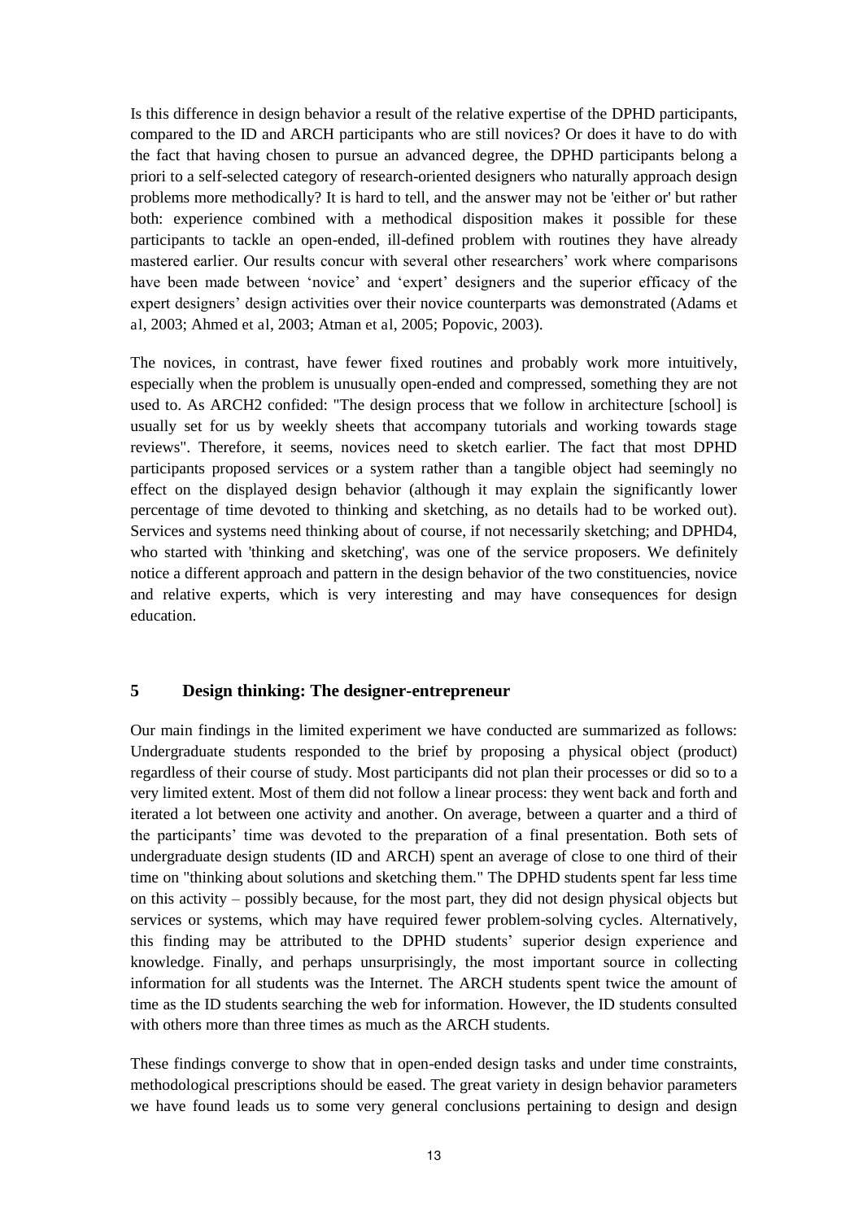Is this difference in design behavior a result of the relative expertise of the DPHD participants, compared to the ID and ARCH participants who are still novices? Or does it have to do with the fact that having chosen to pursue an advanced degree, the DPHD participants belong a priori to a self-selected category of research-oriented designers who naturally approach design problems more methodically? It is hard to tell, and the answer may not be 'either or' but rather both: experience combined with a methodical disposition makes it possible for these participants to tackle an open-ended, ill-defined problem with routines they have already mastered earlier. Our results concur with several other researchers' work where comparisons have been made between 'novice' and 'expert' designers and the superior efficacy of the expert designers' design activities over their novice counterparts was demonstrated (Adams et al, 2003; Ahmed et al, 2003; Atman et al, 2005; Popovic, 2003).

The novices, in contrast, have fewer fixed routines and probably work more intuitively, especially when the problem is unusually open-ended and compressed, something they are not used to. As ARCH2 confided: "The design process that we follow in architecture [school] is usually set for us by weekly sheets that accompany tutorials and working towards stage reviews". Therefore, it seems, novices need to sketch earlier. The fact that most DPHD participants proposed services or a system rather than a tangible object had seemingly no effect on the displayed design behavior (although it may explain the significantly lower percentage of time devoted to thinking and sketching, as no details had to be worked out). Services and systems need thinking about of course, if not necessarily sketching; and DPHD4, who started with 'thinking and sketching', was one of the service proposers. We definitely notice a different approach and pattern in the design behavior of the two constituencies, novice and relative experts, which is very interesting and may have consequences for design education.

## 5 Design thinking: The designer-entrepreneur

Our main findings in the limited experiment we have conducted are summarized as follows: Undergraduate students responded to the brief by proposing a physical object (product) regardless of their course of study. Most participants did not plan their processes or did so to a very limited extent. Most of them did not follow a linear process: they went back and forth and iterated a lot between one activity and another. On average, between a quarter and a third of the participants' time was devoted to the preparation of a final presentation. Both sets of undergraduate design students (ID and ARCH) spent an average of close to one third of their time on "thinking about solutions and sketching them." The DPHD students spent far less time on this activity – possibly because, for the most part, they did not design physical objects but services or systems, which may have required fewer problem-solving cycles. Alternatively, this finding may be attributed to the DPHD students' superior design experience and knowledge. Finally, and perhaps unsurprisingly, the most important source in collecting information for all students was the Internet. The ARCH students spent twice the amount of time as the ID students searching the web for information. However, the ID students consulted with others more than three times as much as the ARCH students.

These findings converge to show that in open-ended design tasks and under time constraints, methodological prescriptions should be eased. The great variety in design behavior parameters we have found leads us to some very general conclusions pertaining to design and design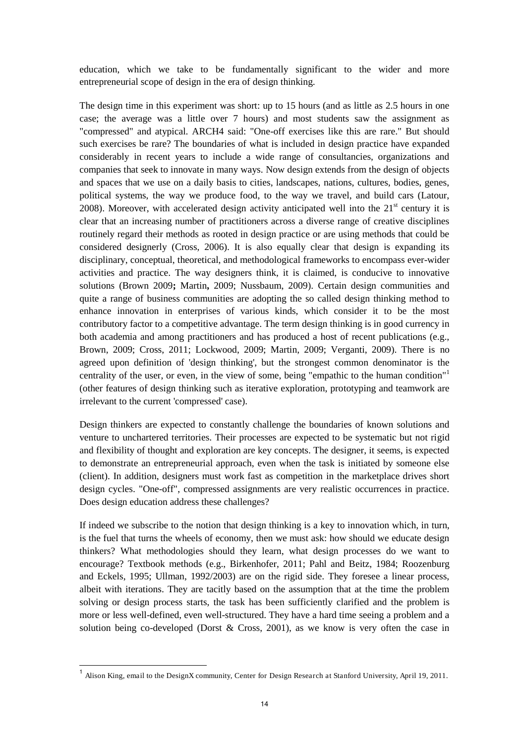education, which we take to be fundamentally significant to the wider and more entrepreneurial scope of design in the era of design thinking.

The design time in this experiment was short: up to 15 hours (and as little as 2.5 hours in one case; the average was a little over 7 hours) and most students saw the assignment as "compressed" and atypical. ARCH4 said: "One-off exercises like this are rare." But should such exercises be rare? The boundaries of what is included in design practice have expanded considerably in recent years to include a wide range of consultancies, organizations and companies that seek to innovate in many ways. Now design extends from the design of objects and spaces that we use on a daily basis to cities, landscapes, nations, cultures, bodies, genes, political systems, the way we produce food, to the way we travel, and build cars (Latour, 2008). Moreover, with accelerated design activity anticipated well into the 21st century it is clear that an increasing number of practitioners across a diverse range of creative disciplines routinely regard their methods as rooted in design practice or are using methods that could be considered designerly (Cross, 2006). It is also equally clear that design is expanding its disciplinary, conceptual, theoretical, and methodological frameworks to encompass ever-wider activities and practice. The way designers think, it is claimed, is conducive to innovative solutions (Brown 2009**;** Martin**,** 2009; Nussbaum, 2009). Certain design communities and quite a range of business communities are adopting the so called design thinking method to enhance innovation in enterprises of various kinds, which consider it to be the most contributory factor to a competitive advantage. The term design thinking is in good currency in both academia and among practitioners and has produced a host of recent publications (e.g., Brown, 2009; Cross, 2011; Lockwood, 2009; Martin, 2009; Verganti, 2009). There is no agreed upon definition of 'design thinking', but the strongest common denominator is the centrality of the user, or even, in the view of some, being "empathic to the human condition"[1] (other features of design thinking such as iterative exploration, prototyping and teamwork are irrelevant to the current 'compressed' case).

Design thinkers are expected to constantly challenge the boundaries of known solutions and venture to unchartered territories. Their processes are expected to be systematic but not rigid and flexibility of thought and exploration are key concepts. The designer, it seems, is expected to demonstrate an entrepreneurial approach, even when the task is initiated by someone else (client). In addition, designers must work fast as competition in the marketplace drives short design cycles. "One-off", compressed assignments are very realistic occurrences in practice. Does design education address these challenges?

If indeed we subscribe to the notion that design thinking is a key to innovation which, in turn, is the fuel that turns the wheels of economy, then we must ask: how should we educate design thinkers? What methodologies should they learn, what design processes do we want to encourage? Textbook methods (e.g., Birkenhofer, 2011; Pahl and Beitz, 1984; Roozenburg and Eckels, 1995; Ullman, 1992/2003) are on the rigid side. They foresee a linear process, albeit with iterations. They are tacitly based on the assumption that at the time the problem solving or design process starts, the task has been sufficiently clarified and the problem is more or less well-defined, even well-structured. They have a hard time seeing a problem and a solution being co-developed (Dorst & Cross, 2001), as we know is very often the case in

[1] Alison King, email to the DesignX community, Center for Design Research at Stanford University, April 19, 2011.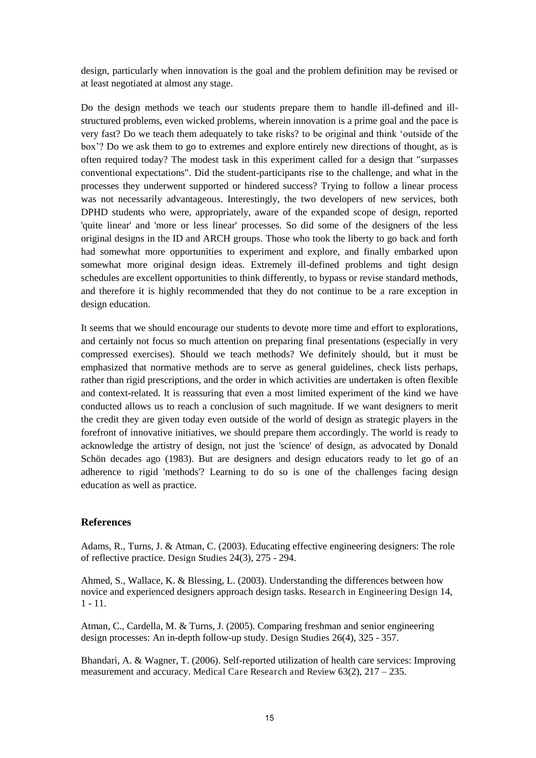design, particularly when innovation is the goal and the problem definition may be revised or at least negotiated at almost any stage.

Do the design methods we teach our students prepare them to handle ill-defined and ill-structured problems, even wicked problems, wherein innovation is a prime goal and the pace is very fast? Do we teach them adequately to take risks? to be original and think 'outside of the box'? Do we ask them to go to extremes and explore entirely new directions of thought, as is often required today? The modest task in this experiment called for a design that "surpasses conventional expectations". Did the student-participants rise to the challenge, and what in the processes they underwent supported or hindered success? Trying to follow a linear process was not necessarily advantageous. Interestingly, the two developers of new services, both DPHD students who were, appropriately, aware of the expanded scope of design, reported 'quite linear' and 'more or less linear' processes. So did some of the designers of the less original designs in the ID and ARCH groups. Those who took the liberty to go back and forth had somewhat more opportunities to experiment and explore, and finally embarked upon somewhat more original design ideas. Extremely ill-defined problems and tight design schedules are excellent opportunities to think differently, to bypass or revise standard methods, and therefore it is highly recommended that they do not continue to be a rare exception in design education.

It seems that we should encourage our students to devote more time and effort to explorations, and certainly not focus so much attention on preparing final presentations (especially in very compressed exercises). Should we teach methods? We definitely should, but it must be emphasized that normative methods are to serve as general guidelines, check lists perhaps, rather than rigid prescriptions, and the order in which activities are undertaken is often flexible and context-related. It is reassuring that even a most limited experiment of the kind we have conducted allows us to reach a conclusion of such magnitude. If we want designers to merit the credit they are given today even outside of the world of design as strategic players in the forefront of innovative initiatives, we should prepare them accordingly. The world is ready to acknowledge the artistry of design, not just the 'science' of design, as advocated by Donald Schön decades ago (1983). But are designers and design educators ready to let go of an adherence to rigid 'methods'? Learning to do so is one of the challenges facing design education as well as practice.

## References

Adams, R., Turns, J. & Atman, C. (2003). Educating effective engineering designers: The role of reflective practice. Design Studies 24(3), 275 - 294.

Ahmed, S., Wallace, K. & Blessing, L. (2003). Understanding the differences between how novice and experienced designers approach design tasks. Research in Engineering Design 14, 1 - 11.

Atman, C., Cardella, M. & Turns, J. (2005). Comparing freshman and senior engineering design processes: An in-depth follow-up study. Design Studies 26(4), 325 - 357.

Bhandari, A. & Wagner, T. (2006). Self-reported utilization of health care services: Improving measurement and accuracy. Medical Care Research and Review 63(2), 217 – 235.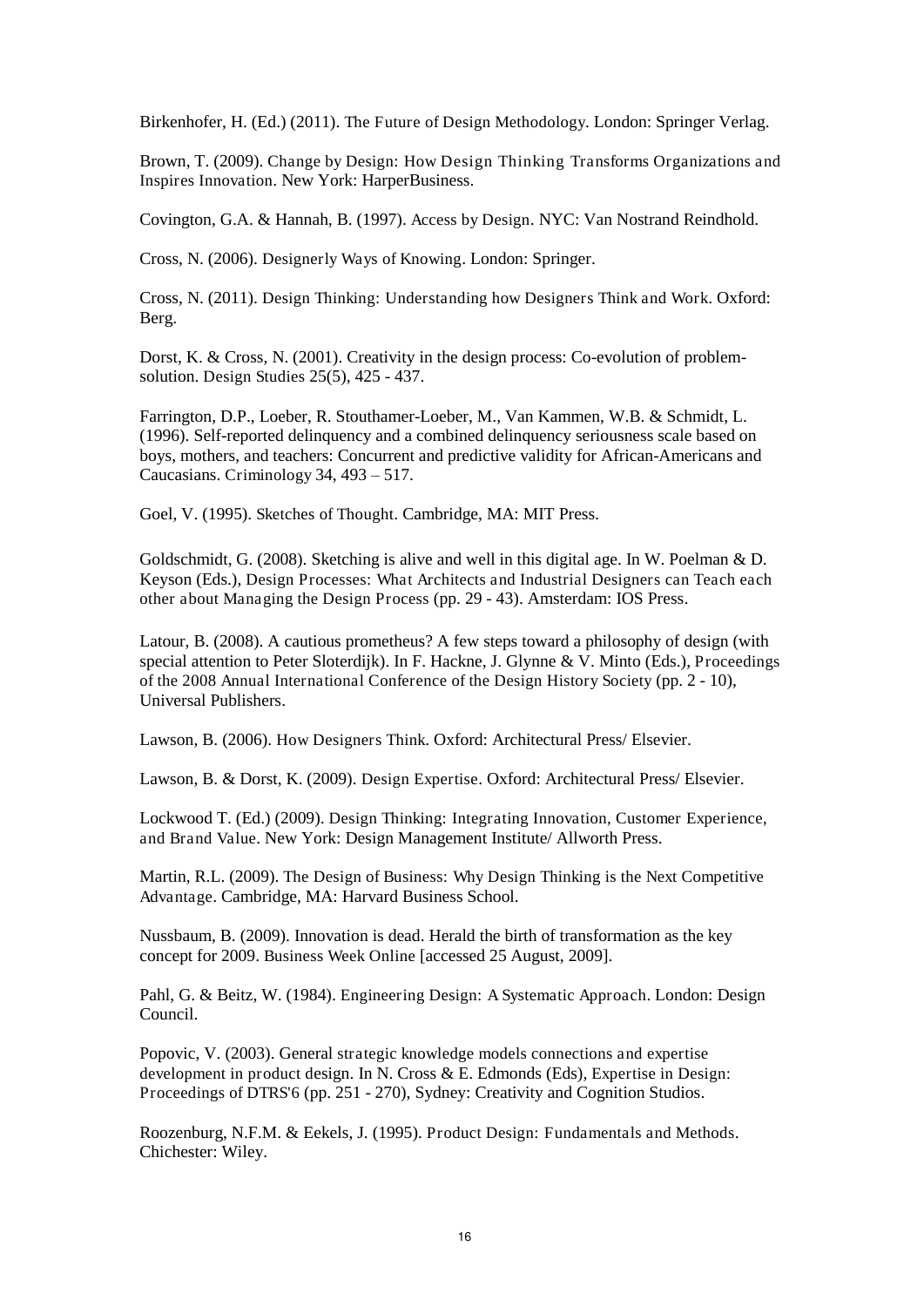Birkenhofer, H. (Ed.) (2011). The Future of Design Methodology. London: Springer Verlag.

Brown, T. (2009). Change by Design: How Design Thinking Transforms Organizations and Inspires Innovation. New York: HarperBusiness.

Covington, G.A. & Hannah, B. (1997). Access by Design. NYC: Van Nostrand Reindhold.

Cross, N. (2006). Designerly Ways of Knowing. London: Springer.

Cross, N. (2011). Design Thinking: Understanding how Designers Think and Work. Oxford: Berg.

Dorst, K. & Cross, N. (2001). Creativity in the design process: Co-evolution of problem-solution. Design Studies 25(5), 425 - 437.

Farrington, D.P., Loeber, R. Stouthamer-Loeber, M., Van Kammen, W.B. & Schmidt, L. (1996). Self-reported delinquency and a combined delinquency seriousness scale based on boys, mothers, and teachers: Concurrent and predictive validity for African-Americans and Caucasians. Criminology 34, 493 – 517.

Goel, V. (1995). Sketches of Thought. Cambridge, MA: MIT Press.

Goldschmidt, G. (2008). Sketching is alive and well in this digital age. In W. Poelman & D. Keyson (Eds.), Design Processes: What Architects and Industrial Designers can Teach each other about Managing the Design Process (pp. 29 - 43). Amsterdam: IOS Press.

Latour, B. (2008). A cautious prometheus? A few steps toward a philosophy of design (with special attention to Peter Sloterdijk). In F. Hackne, J. Glynne & V. Minto (Eds.), Proceedings of the 2008 Annual International Conference of the Design History Society (pp. 2 - 10), Universal Publishers.

Lawson, B. (2006). How Designers Think. Oxford: Architectural Press/ Elsevier.

Lawson, B. & Dorst, K. (2009). Design Expertise. Oxford: Architectural Press/ Elsevier.

Lockwood T. (Ed.) (2009). Design Thinking: Integrating Innovation, Customer Experience, and Brand Value. New York: Design Management Institute/ Allworth Press.

Martin, R.L. (2009). The Design of Business: Why Design Thinking is the Next Competitive Advantage. Cambridge, MA: Harvard Business School.

Nussbaum, B. (2009). Innovation is dead. Herald the birth of transformation as the key concept for 2009. Business Week Online [accessed 25 August, 2009].

Pahl, G. & Beitz, W. (1984). Engineering Design: A Systematic Approach. London: Design Council.

Popovic, V. (2003). General strategic knowledge models connections and expertise development in product design. In N. Cross & E. Edmonds (Eds), Expertise in Design: Proceedings of DTRS'6 (pp. 251 - 270), Sydney: Creativity and Cognition Studios.

Roozenburg, N.F.M. & Eekels, J. (1995). Product Design: Fundamentals and Methods. Chichester: Wiley.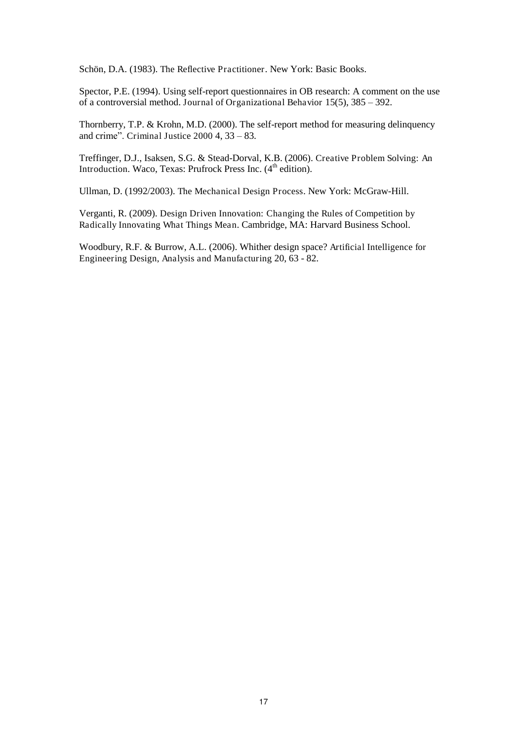Schön, D.A. (1983). The Reflective Practitioner. New York: Basic Books.

Spector, P.E. (1994). Using self-report questionnaires in OB research: A comment on the use of a controversial method. Journal of Organizational Behavior 15(5), 385 – 392.

Thornberry, T.P. & Krohn, M.D. (2000). The self-report method for measuring delinquency and crime". Criminal Justice 2000 4, 33 – 83.

Treffinger, D.J., Isaksen, S.G. & Stead-Dorval, K.B. (2006). Creative Problem Solving: An Introduction. Waco, Texas: Prufrock Press Inc. (4th edition).

Ullman, D. (1992/2003). The Mechanical Design Process. New York: McGraw-Hill.

Verganti, R. (2009). Design Driven Innovation: Changing the Rules of Competition by Radically Innovating What Things Mean. Cambridge, MA: Harvard Business School.

Woodbury, R.F. & Burrow, A.L. (2006). Whither design space? Artificial Intelligence for Engineering Design, Analysis and Manufacturing 20, 63 - 82.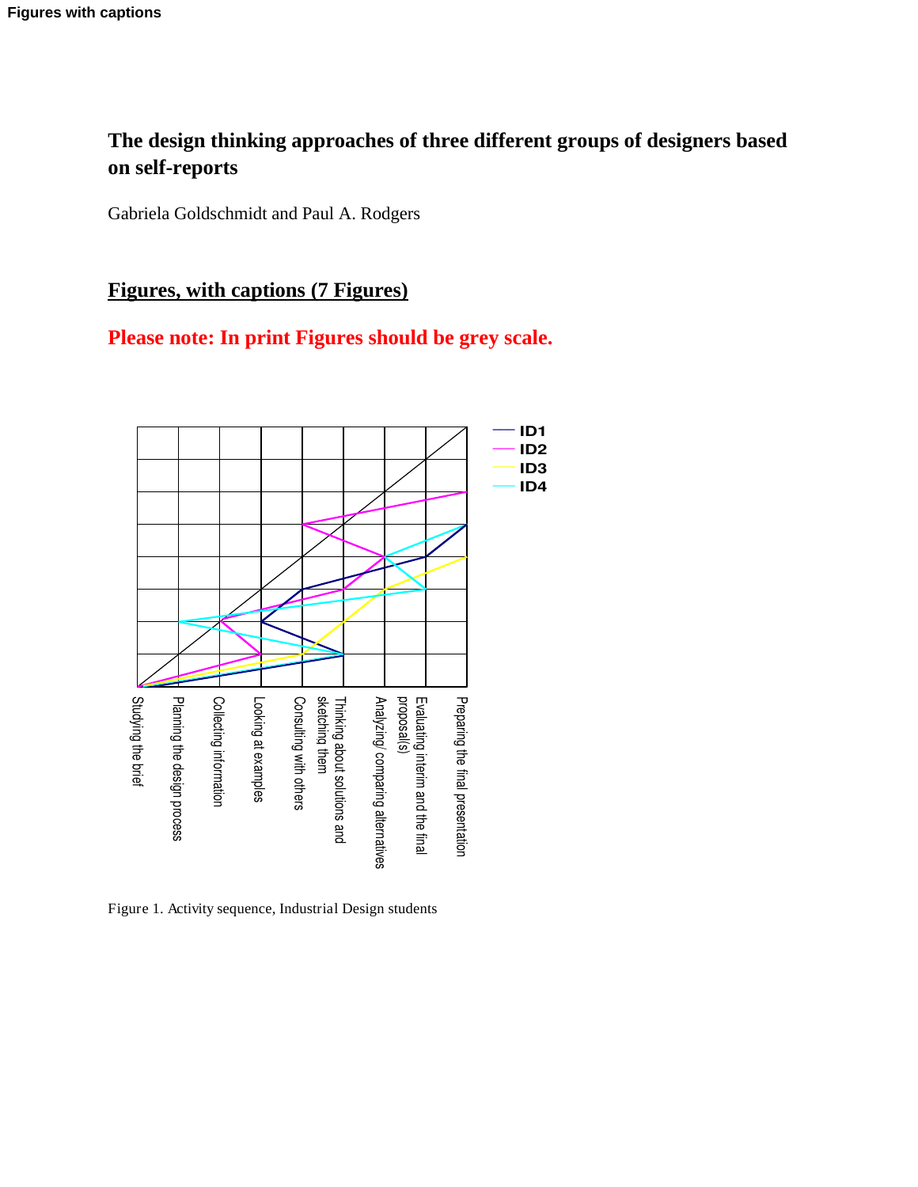# The design thinking approaches of three different groups of designers based on self-reports

Gabriela Goldschmidt and Paul A. Rodgers

## Figures, with captions (7 Figures)

**Please note: In print Figures should be grey scale.**

ID1
ID2
ID3
ID4

Studying the brief
Planning the design process
Collecting information
Looking at examples
Consulting with others
Thinking about solutions and sketching them
Analyzing/ comparing alternatives
Evaluating interim and the final proposal(s)
Preparing the final presentation

Figure 1. Activity sequence, Industrial Design students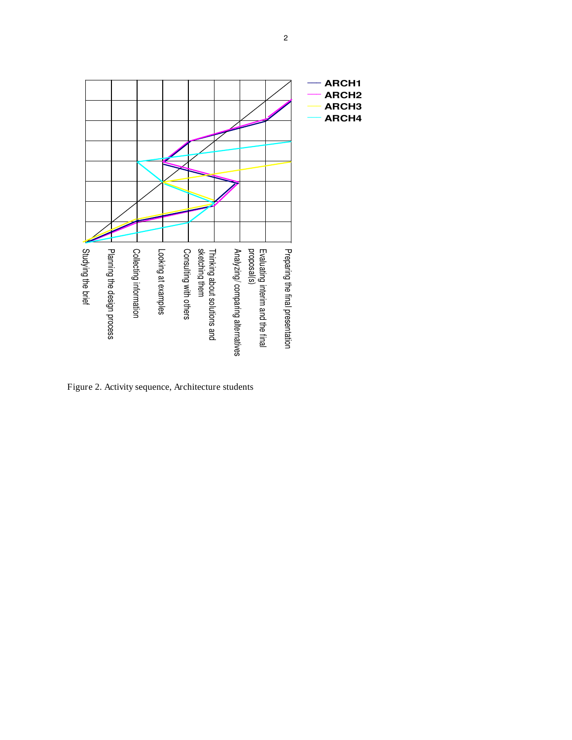Figure 2. Activity sequence, Architecture students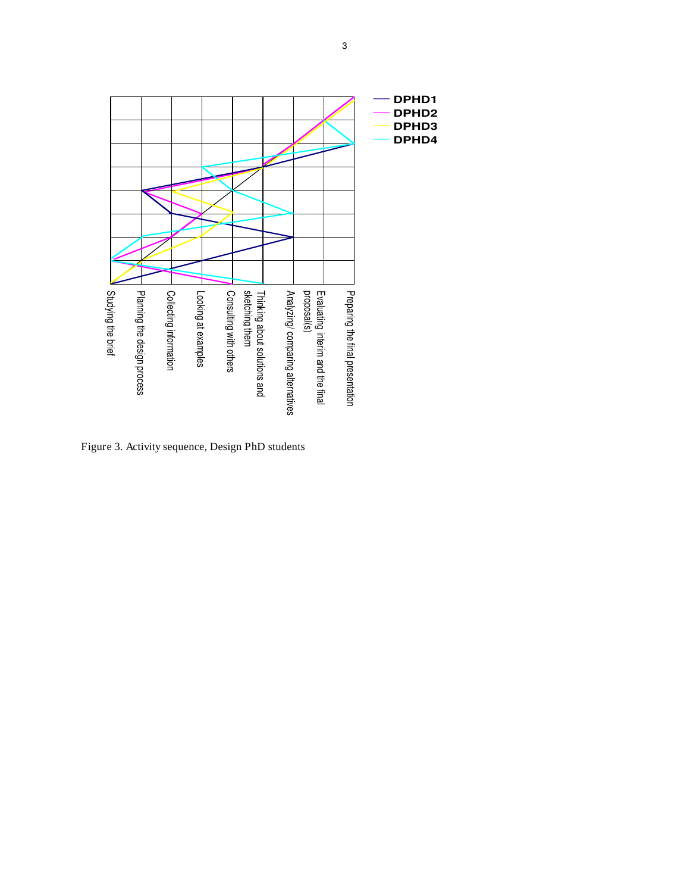Figure 3. Activity sequence, Design PhD students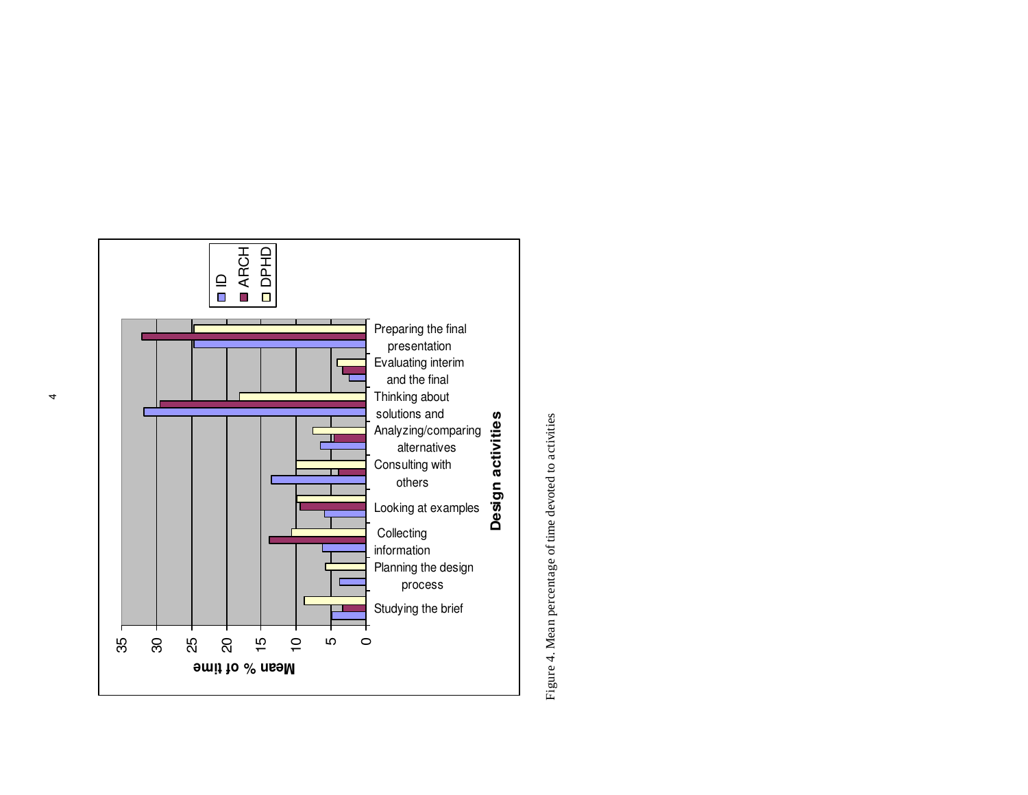Figure 4. Mean percentage of time devoted to activities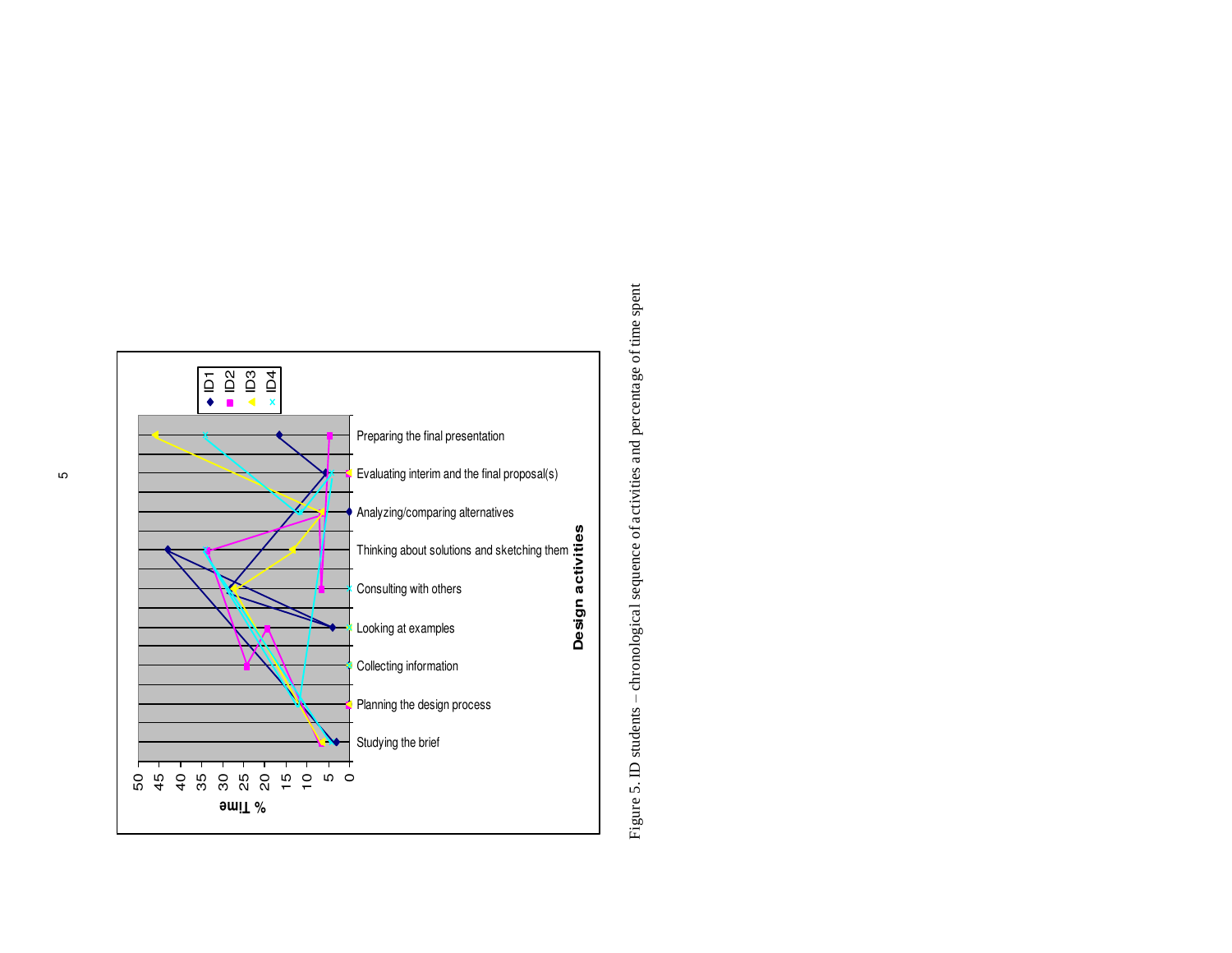Figure 5. ID students – chronological sequence of activities and percentage of time spent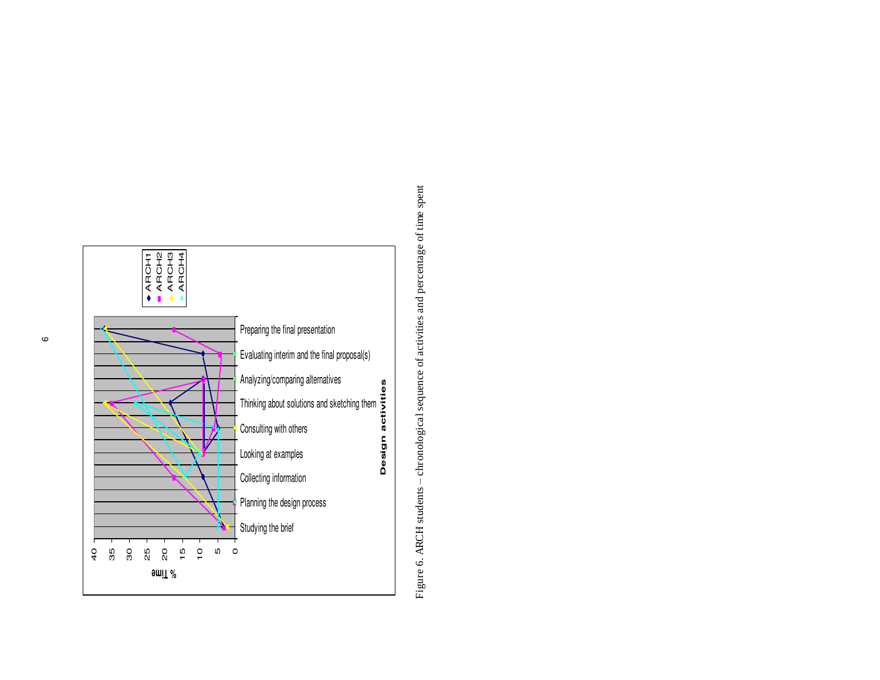Figure 6. ARCH students – chronological sequence of activities and percentage of time spent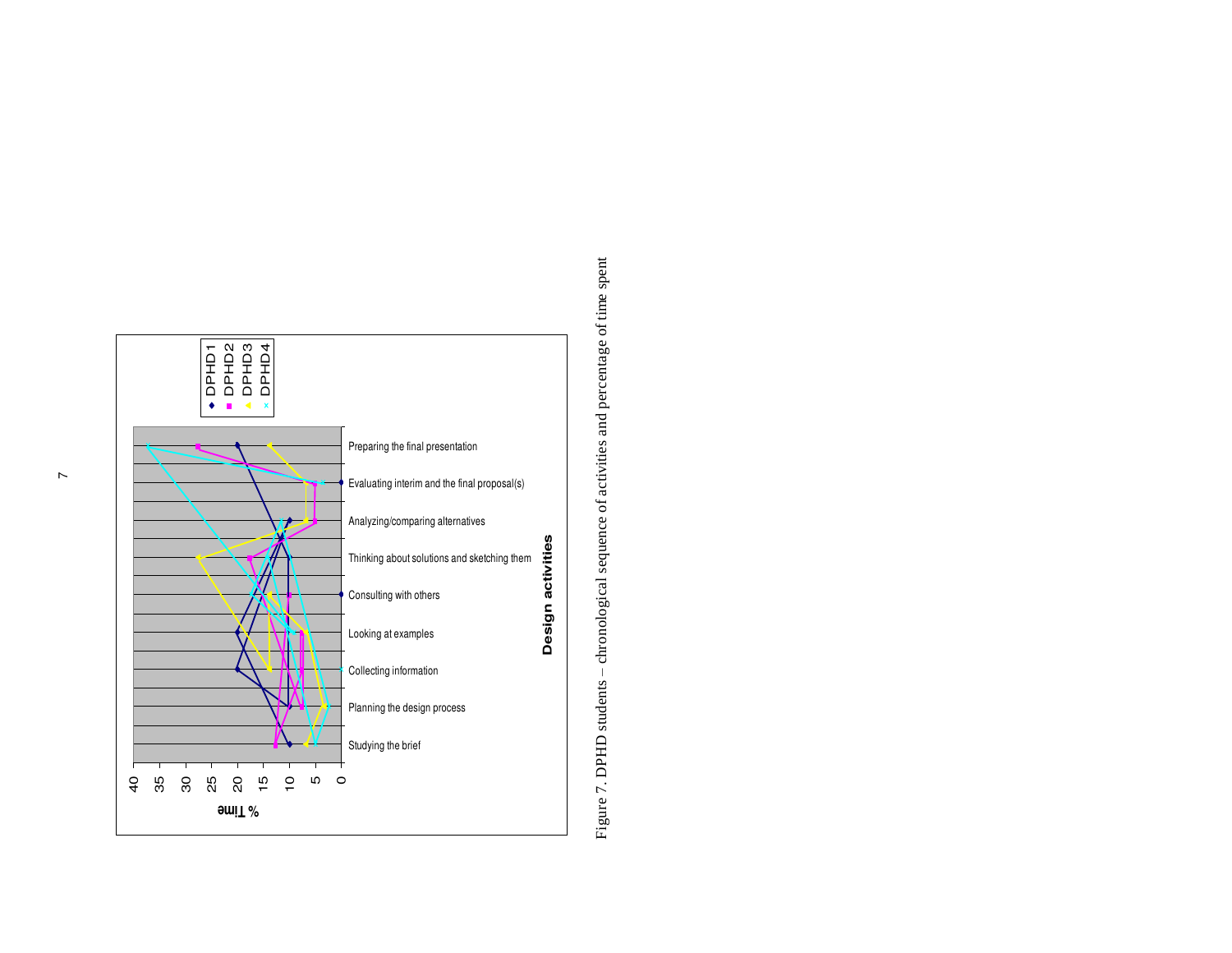Figure 7. DPHD students – chronological sequence of activities and percentage of time spent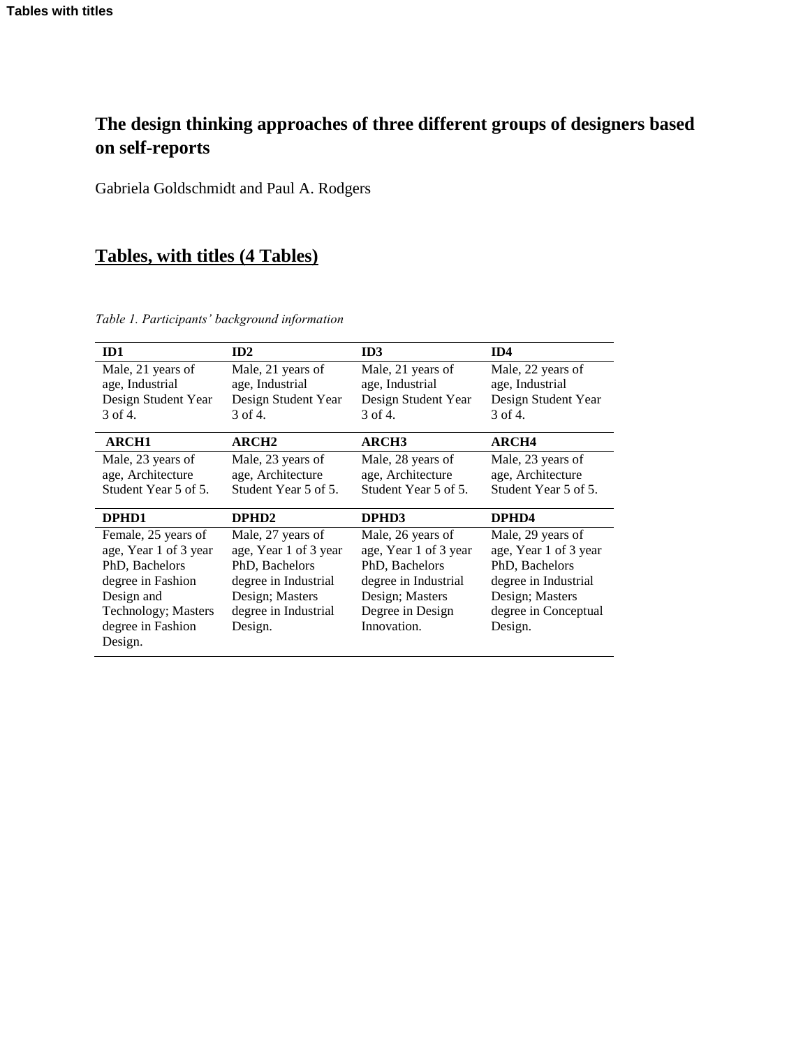# The design thinking approaches of three different groups of designers based on self-reports

Gabriela Goldschmidt and Paul A. Rodgers

## Tables, with titles (4 Tables)

*Table 1. Participants' background information*

| ID1 | ID2 | ID3 | ID4 |
|---|---|---|---|
| Male, 21 years of age, Industrial Design Student Year 3 of 4. | Male, 21 years of age, Industrial Design Student Year 3 of 4. | Male, 21 years of age, Industrial Design Student Year 3 of 4. | Male, 22 years of age, Industrial Design Student Year 3 of 4. |
| **ARCH1** | **ARCH2** | **ARCH3** | **ARCH4** |
| Male, 23 years of age, Architecture Student Year 5 of 5. | Male, 23 years of age, Architecture Student Year 5 of 5. | Male, 28 years of age, Architecture Student Year 5 of 5. | Male, 23 years of age, Architecture Student Year 5 of 5. |
| **DPHD1** | **DPHD2** | **DPHD3** | **DPHD4** |
| Female, 25 years of age, Year 1 of 3 year PhD, Bachelors degree in Fashion Design and Technology; Masters degree in Fashion Design. | Male, 27 years of age, Year 1 of 3 year PhD, Bachelors degree in Industrial Design; Masters degree in Industrial Design. | Male, 26 years of age, Year 1 of 3 year PhD, Bachelors degree in Industrial Design; Masters Degree in Design Innovation. | Male, 29 years of age, Year 1 of 3 year PhD, Bachelors degree in Industrial Design; Masters degree in Conceptual Design. |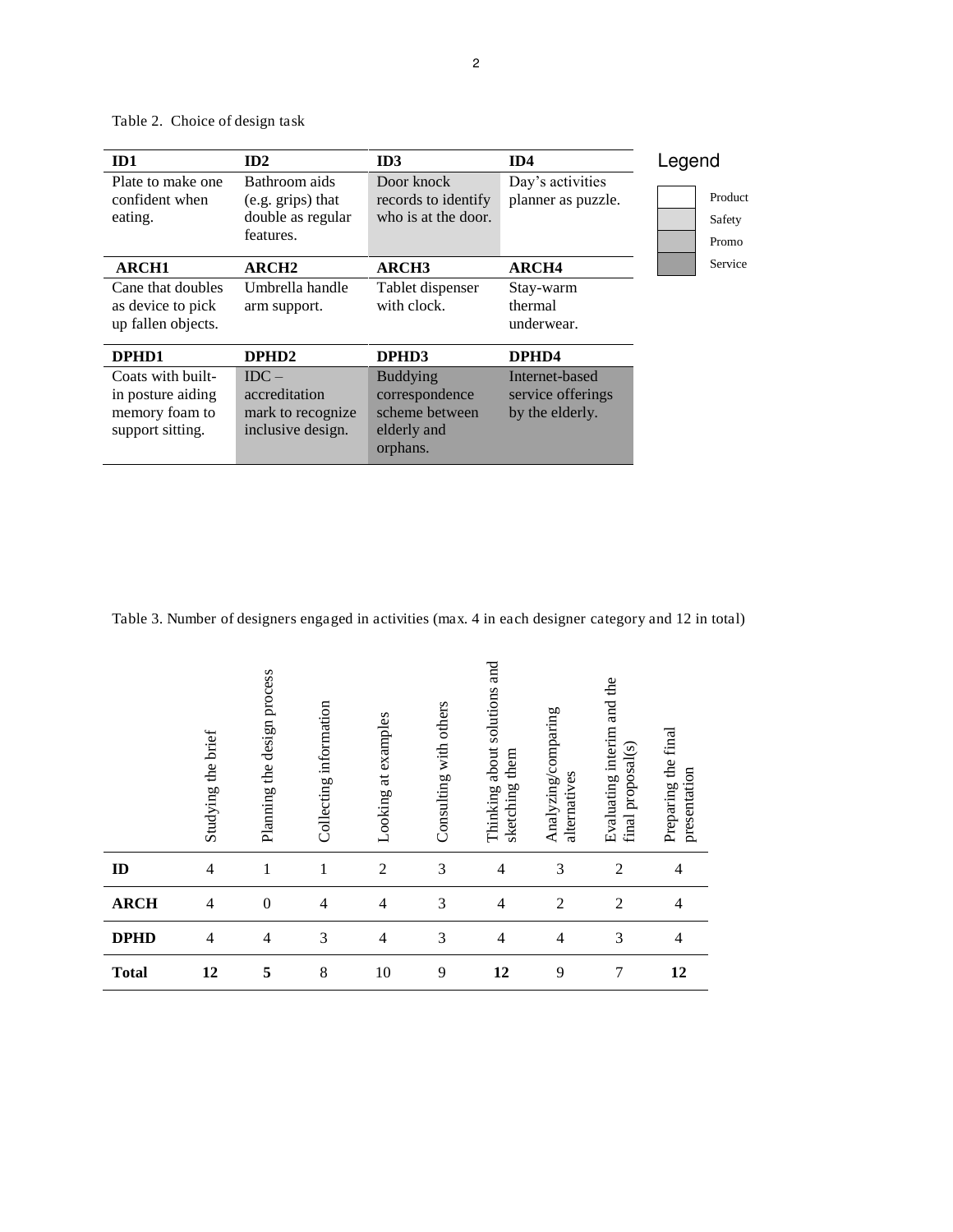Table 2. Choice of design task

| ID1 | ID2 | ID3 | ID4 |
|---|---|---|---|
| Plate to make one confident when eating. | Bathroom aids (e.g. grips) that double as regular features. | Door knock records to identify who is at the door. | Day's activities planner as puzzle. |
| **ARCH1** | **ARCH2** | **ARCH3** | **ARCH4** |
| Cane that doubles as device to pick up fallen objects. | Umbrella handle arm support. | Tablet dispenser with clock. | Stay-warm thermal underwear. |
| **DPHD1** | **DPHD2** | **DPHD3** | **DPHD4** |
| Coats with built-in posture aiding memory foam to support sitting. | IDC – accreditation mark to recognize inclusive design. | Buddying correspondence scheme between elderly and orphans. | Internet-based service offerings by the elderly. |

Legend: Product, Safety, Promo, Service

Table 3. Number of designers engaged in activities (max. 4 in each designer category and 12 in total)

| | Studying the brief | Planning the design process | Collecting information | Looking at examples | Consulting with others | Thinking about solutions and sketching them | Analyzing/comparing alternatives | Evaluating interim and the final proposal(s) | Preparing the final presentation |
|---|---|---|---|---|---|---|---|---|---|
| **ID** | 4 | 1 | 1 | 2 | 3 | 4 | 3 | 2 | 4 |
| **ARCH** | 4 | 0 | 4 | 4 | 3 | 4 | 2 | 2 | 4 |
| **DPHD** | 4 | 4 | 3 | 4 | 3 | 4 | 4 | 3 | 4 |
| **Total** | **12** | **5** | 8 | 10 | 9 | **12** | 9 | 7 | **12** |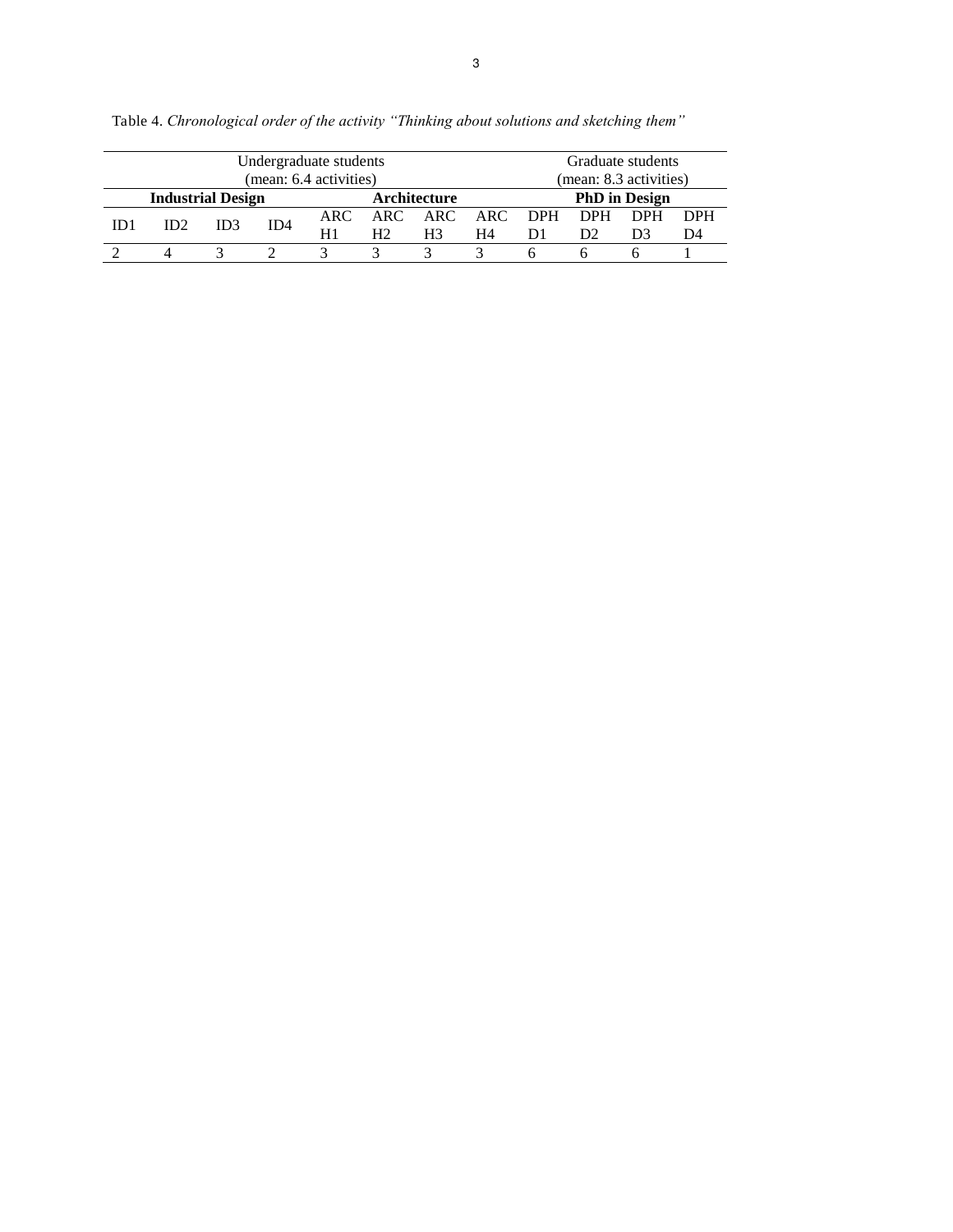Table 4. *Chronological order of the activity "Thinking about solutions and sketching them"*

| Undergraduate students (mean: 6.4 activities) | | | | | | | | Graduate students (mean: 8.3 activities) | | | |
|---|---|---|---|---|---|---|---|---|---|---|---|
| **Industrial Design** | | | | **Architecture** | | | | **PhD in Design** | | | |
| ID1 | ID2 | ID3 | ID4 | ARC H1 | ARC H2 | ARC H3 | ARC H4 | DPH D1 | DPH D2 | DPH D3 | DPH D4 |
| 2 | 4 | 3 | 2 | 3 | 3 | 3 | 3 | 6 | 6 | 6 | 1 |